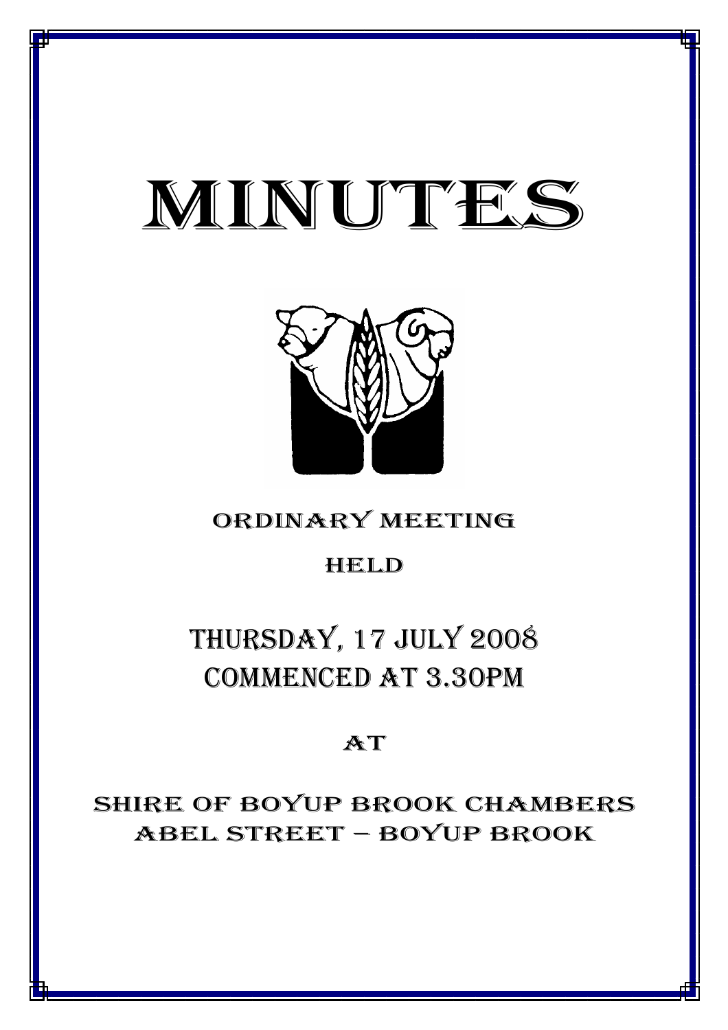# MINUTES

ORDINARY MEETING

HELD

## THURSDAY, 17 JULY 2008
## COMMENCED AT 3.30PM

AT

SHIRE OF BOYUP BROOK CHAMBERS
ABEL STREET – BOYUP BROOK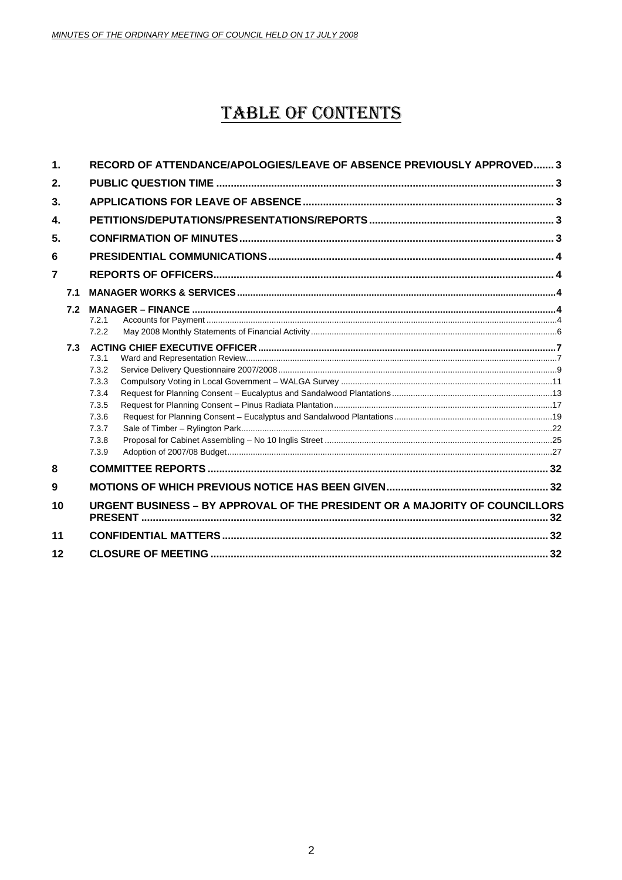# TABLE OF CONTENTS

1. RECORD OF ATTENDANCE/APOLOGIES/LEAVE OF ABSENCE PREVIOUSLY APPROVED....... 3
2. PUBLIC QUESTION TIME .................................................................................................... 3
3. APPLICATIONS FOR LEAVE OF ABSENCE ...................................................................... 3
4. PETITIONS/DEPUTATIONS/PRESENTATIONS/REPORTS ................................................ 3
5. CONFIRMATION OF MINUTES ............................................................................................ 3
6 PRESIDENTIAL COMMUNICATIONS .................................................................................. 4
7 REPORTS OF OFFICERS ..................................................................................................... 4
   - 7.1 MANAGER WORKS & SERVICES ..................................................................................................... 4
   - 7.2 MANAGER – FINANCE ...................................................................................................................... 4
     - 7.2.1 Accounts for Payment ..................................................................................................................... 4
     - 7.2.2 May 2008 Monthly Statements of Financial Activity ......................................................................... 6
   - 7.3 ACTING CHIEF EXECUTIVE OFFICER .............................................................................................. 7
     - 7.3.1 Ward and Representation Review .................................................................................................... 7
     - 7.3.2 Service Delivery Questionnaire 2007/2008 ....................................................................................... 9
     - 7.3.3 Compulsory Voting in Local Government – WALGA Survey .......................................................... 11
     - 7.3.4 Request for Planning Consent – Eucalyptus and Sandalwood Plantations .................................... 13
     - 7.3.5 Request for Planning Consent – Pinus Radiata Plantation ............................................................. 17
     - 7.3.6 Request for Planning Consent – Eucalyptus and Sandalwood Plantations ..................................... 19
     - 7.3.7 Sale of Timber – Rylington Park ...................................................................................................... 22
     - 7.3.8 Proposal for Cabinet Assembling – No 10 Inglis Street ................................................................. 25
     - 7.3.9 Adoption of 2007/08 Budget ........................................................................................................... 27
8 COMMITTEE REPORTS ..................................................................................................... 32
9 MOTIONS OF WHICH PREVIOUS NOTICE HAS BEEN GIVEN ........................................ 32
10 URGENT BUSINESS – BY APPROVAL OF THE PRESIDENT OR A MAJORITY OF COUNCILLORS PRESENT ........................................................................................................................... 32
11 CONFIDENTIAL MATTERS ................................................................................................. 32
12 CLOSURE OF MEETING ..................................................................................................... 32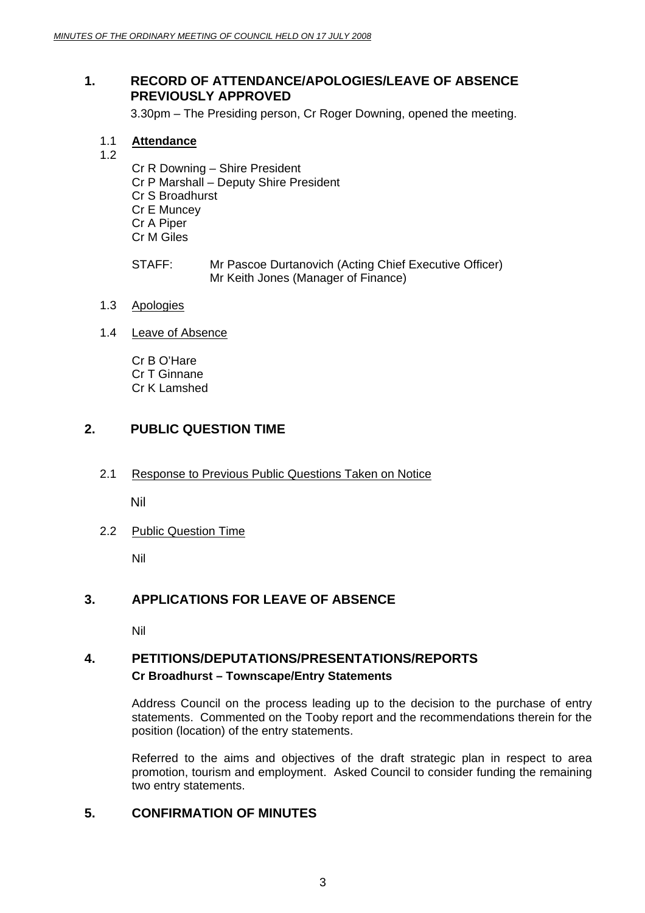## 1. RECORD OF ATTENDANCE/APOLOGIES/LEAVE OF ABSENCE PREVIOUSLY APPROVED

3.30pm – The Presiding person, Cr Roger Downing, opened the meeting.

### 1.1 **Attendance**

1.2

Cr R Downing – Shire President
Cr P Marshall – Deputy Shire President
Cr S Broadhurst
Cr E Muncey
Cr A Piper
Cr M Giles

STAFF: Mr Pascoe Durtanovich (Acting Chief Executive Officer)
Mr Keith Jones (Manager of Finance)

### 1.3 Apologies

### 1.4 Leave of Absence

Cr B O'Hare
Cr T Ginnane
Cr K Lamshed

## 2. PUBLIC QUESTION TIME

### 2.1 Response to Previous Public Questions Taken on Notice

Nil

### 2.2 Public Question Time

Nil

## 3. APPLICATIONS FOR LEAVE OF ABSENCE

Nil

## 4. PETITIONS/DEPUTATIONS/PRESENTATIONS/REPORTS

**Cr Broadhurst – Townscape/Entry Statements**

Address Council on the process leading up to the decision to the purchase of entry statements. Commented on the Tooby report and the recommendations therein for the position (location) of the entry statements.

Referred to the aims and objectives of the draft strategic plan in respect to area promotion, tourism and employment. Asked Council to consider funding the remaining two entry statements.

## 5. CONFIRMATION OF MINUTES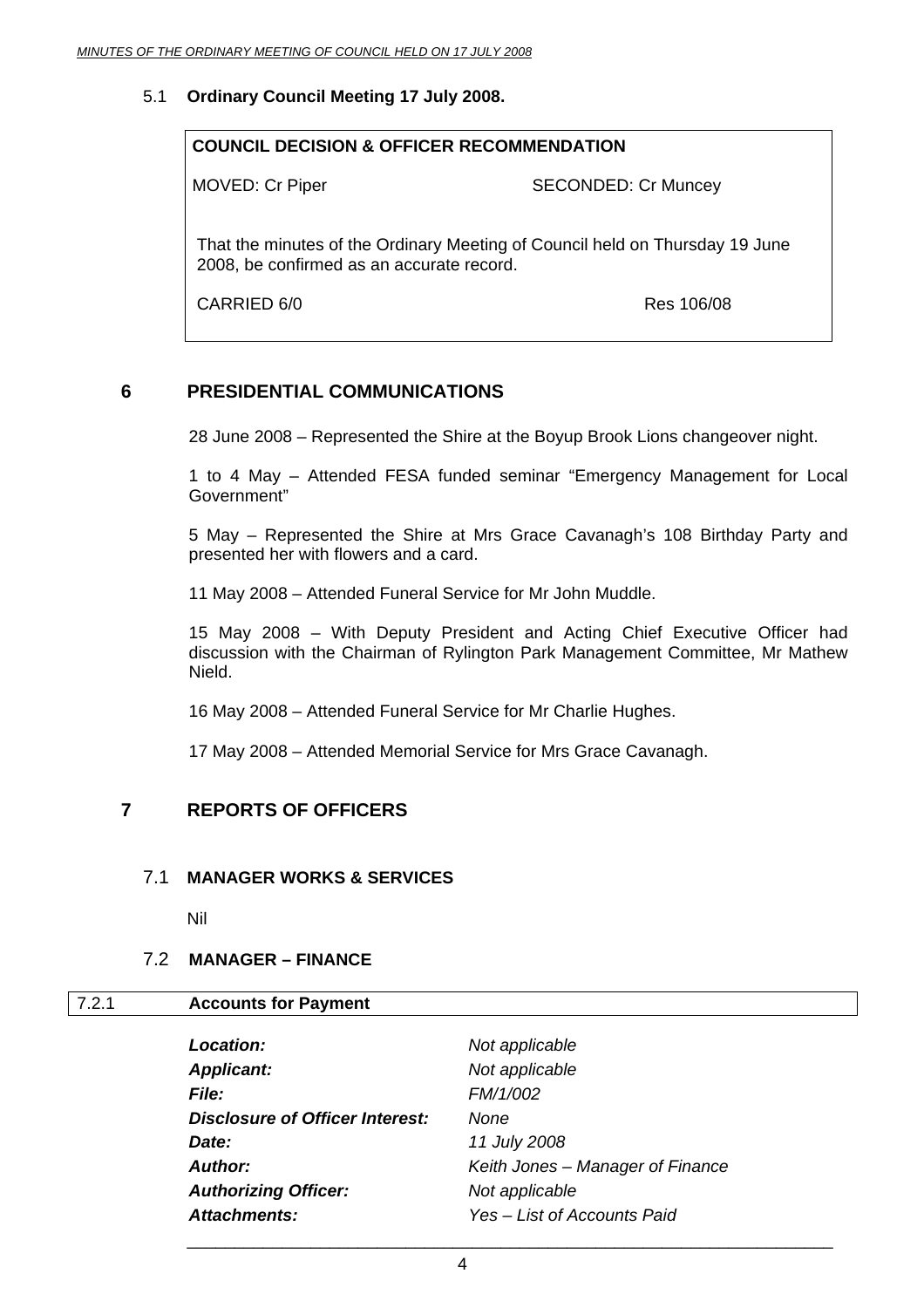5.1 **Ordinary Council Meeting 17 July 2008.**

**COUNCIL DECISION & OFFICER RECOMMENDATION**

MOVED: Cr Piper SECONDED: Cr Muncey

That the minutes of the Ordinary Meeting of Council held on Thursday 19 June 2008, be confirmed as an accurate record.

CARRIED 6/0 Res 106/08

# 6 PRESIDENTIAL COMMUNICATIONS

28 June 2008 – Represented the Shire at the Boyup Brook Lions changeover night.

1 to 4 May – Attended FESA funded seminar "Emergency Management for Local Government"

5 May – Represented the Shire at Mrs Grace Cavanagh's 108 Birthday Party and presented her with flowers and a card.

11 May 2008 – Attended Funeral Service for Mr John Muddle.

15 May 2008 – With Deputy President and Acting Chief Executive Officer had discussion with the Chairman of Rylington Park Management Committee, Mr Mathew Nield.

16 May 2008 – Attended Funeral Service for Mr Charlie Hughes.

17 May 2008 – Attended Memorial Service for Mrs Grace Cavanagh.

# 7 REPORTS OF OFFICERS

## 7.1 MANAGER WORKS & SERVICES

Nil

## 7.2 MANAGER – FINANCE

### 7.2.1 Accounts for Payment

| | |
|---|---|
| ***Location:*** | *Not applicable* |
| ***Applicant:*** | *Not applicable* |
| ***File:*** | *FM/1/002* |
| ***Disclosure of Officer Interest:*** | *None* |
| ***Date:*** | *11 July 2008* |
| ***Author:*** | *Keith Jones – Manager of Finance* |
| ***Authorizing Officer:*** | *Not applicable* |
| ***Attachments:*** | *Yes – List of Accounts Paid* |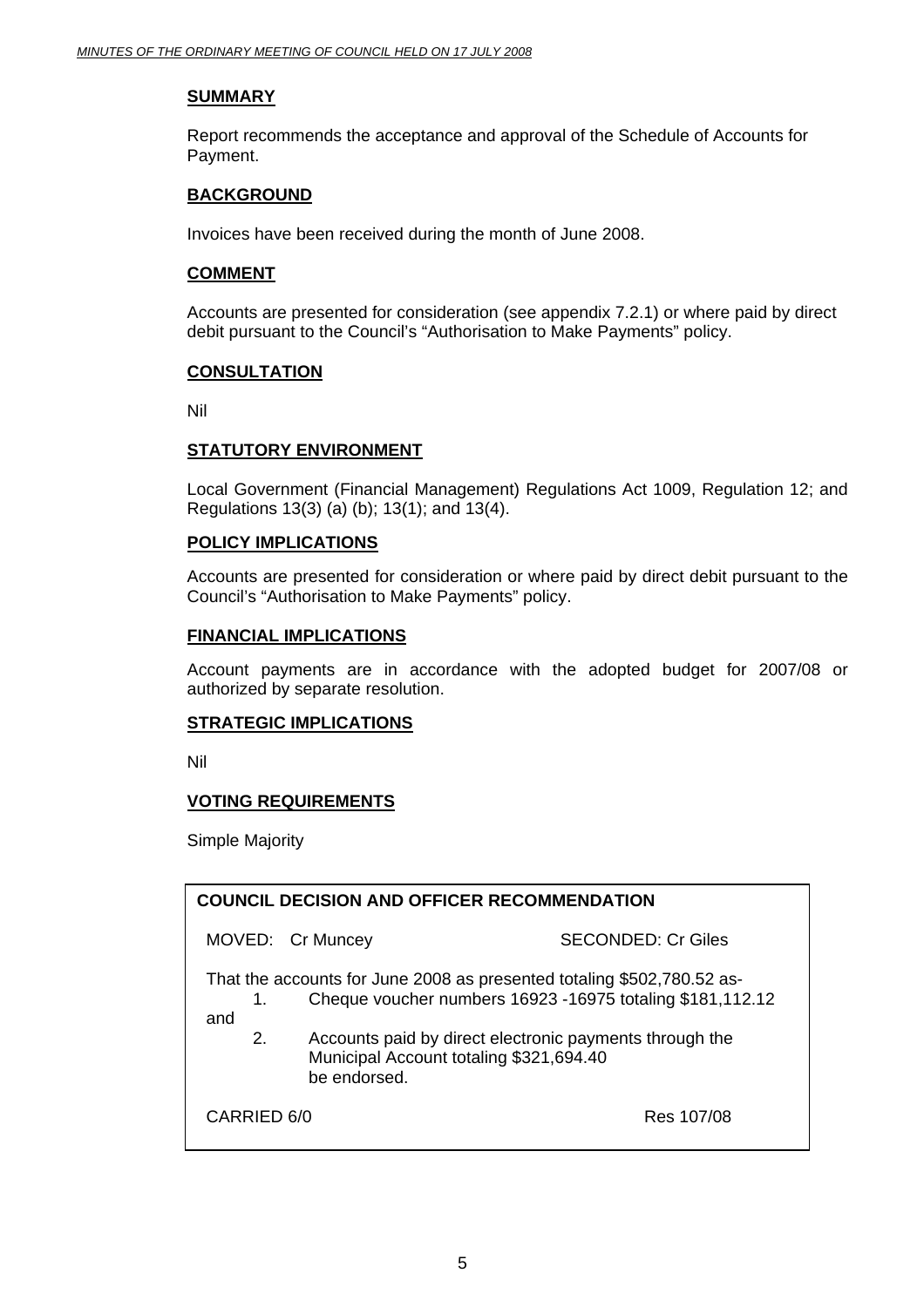## SUMMARY

Report recommends the acceptance and approval of the Schedule of Accounts for Payment.

## BACKGROUND

Invoices have been received during the month of June 2008.

## COMMENT

Accounts are presented for consideration (see appendix 7.2.1) or where paid by direct debit pursuant to the Council's "Authorisation to Make Payments" policy.

## CONSULTATION

Nil

## STATUTORY ENVIRONMENT

Local Government (Financial Management) Regulations Act 1009, Regulation 12; and Regulations 13(3) (a) (b); 13(1); and 13(4).

## POLICY IMPLICATIONS

Accounts are presented for consideration or where paid by direct debit pursuant to the Council's "Authorisation to Make Payments" policy.

## FINANCIAL IMPLICATIONS

Account payments are in accordance with the adopted budget for 2007/08 or authorized by separate resolution.

## STRATEGIC IMPLICATIONS

Nil

## VOTING REQUIREMENTS

Simple Majority

**COUNCIL DECISION AND OFFICER RECOMMENDATION**

MOVED: Cr Muncey SECONDED: Cr Giles

That the accounts for June 2008 as presented totaling $502,780.52 as-

1. Cheque voucher numbers 16923 -16975 totaling $181,112.12

and

2. Accounts paid by direct electronic payments through the Municipal Account totaling $321,694.40
be endorsed.

CARRIED 6/0 Res 107/08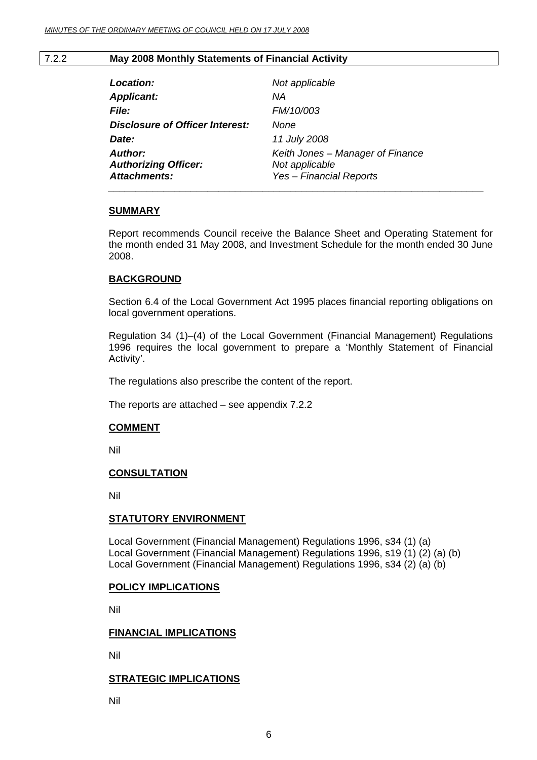## 7.2.2 May 2008 Monthly Statements of Financial Activity

| | |
|---|---|
| ***Location:*** | *Not applicable* |
| ***Applicant:*** | *NA* |
| ***File:*** | *FM/10/003* |
| ***Disclosure of Officer Interest:*** | *None* |
| ***Date:*** | *11 July 2008* |
| ***Author:*** | *Keith Jones – Manager of Finance* |
| ***Authorizing Officer:*** | *Not applicable* |
| ***Attachments:*** | *Yes – Financial Reports* |

### SUMMARY

Report recommends Council receive the Balance Sheet and Operating Statement for the month ended 31 May 2008, and Investment Schedule for the month ended 30 June 2008.

### BACKGROUND

Section 6.4 of the Local Government Act 1995 places financial reporting obligations on local government operations.

Regulation 34 (1)–(4) of the Local Government (Financial Management) Regulations 1996 requires the local government to prepare a 'Monthly Statement of Financial Activity'.

The regulations also prescribe the content of the report.

The reports are attached – see appendix 7.2.2

### COMMENT

Nil

### CONSULTATION

Nil

### STATUTORY ENVIRONMENT

Local Government (Financial Management) Regulations 1996, s34 (1) (a)
Local Government (Financial Management) Regulations 1996, s19 (1) (2) (a) (b)
Local Government (Financial Management) Regulations 1996, s34 (2) (a) (b)

### POLICY IMPLICATIONS

Nil

### FINANCIAL IMPLICATIONS

Nil

### STRATEGIC IMPLICATIONS

Nil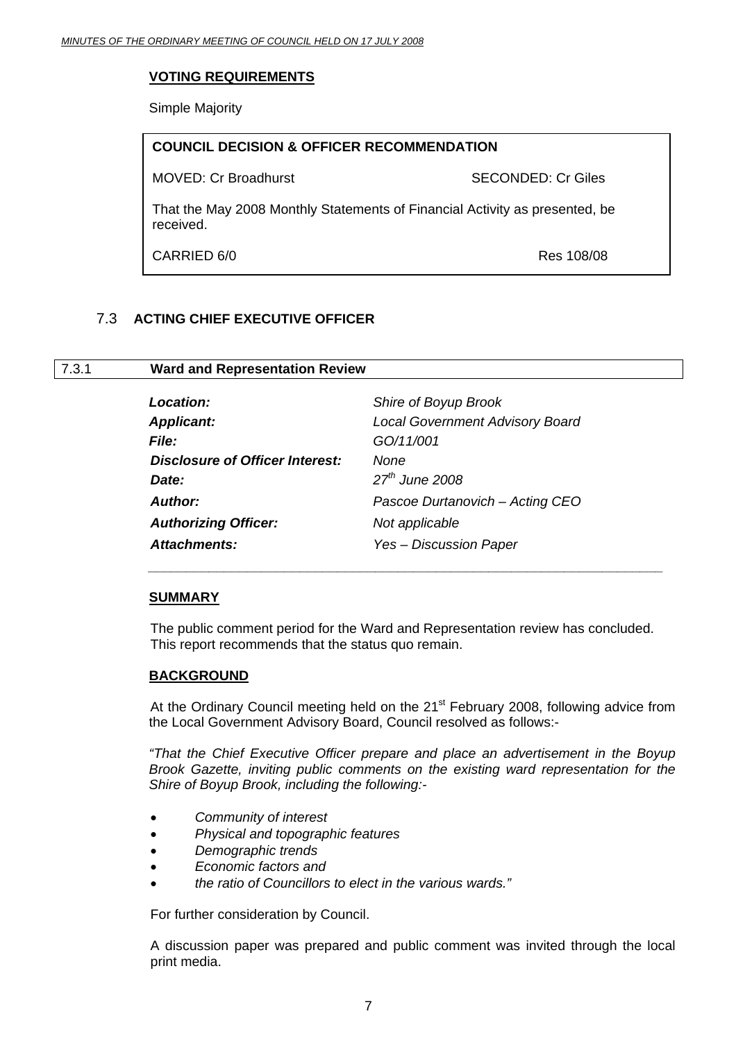**VOTING REQUIREMENTS**

Simple Majority

| **COUNCIL DECISION & OFFICER RECOMMENDATION** | |
|---|---|
| MOVED: Cr Broadhurst | SECONDED: Cr Giles |
| That the May 2008 Monthly Statements of Financial Activity as presented, be received. | |
| CARRIED 6/0 | Res 108/08 |

## 7.3 ACTING CHIEF EXECUTIVE OFFICER

### 7.3.1 Ward and Representation Review

| | |
|---|---|
| ***Location:*** | *Shire of Boyup Brook* |
| ***Applicant:*** | *Local Government Advisory Board* |
| ***File:*** | *GO/11/001* |
| ***Disclosure of Officer Interest:*** | *None* |
| ***Date:*** | *27th June 2008* |
| ***Author:*** | *Pascoe Durtanovich – Acting CEO* |
| ***Authorizing Officer:*** | *Not applicable* |
| ***Attachments:*** | *Yes – Discussion Paper* |

**SUMMARY**

The public comment period for the Ward and Representation review has concluded. This report recommends that the status quo remain.

**BACKGROUND**

At the Ordinary Council meeting held on the 21st February 2008, following advice from the Local Government Advisory Board, Council resolved as follows:-

*"That the Chief Executive Officer prepare and place an advertisement in the Boyup Brook Gazette, inviting public comments on the existing ward representation for the Shire of Boyup Brook, including the following:-*

- *Community of interest*
- *Physical and topographic features*
- *Demographic trends*
- *Economic factors and*
- *the ratio of Councillors to elect in the various wards."*

For further consideration by Council.

A discussion paper was prepared and public comment was invited through the local print media.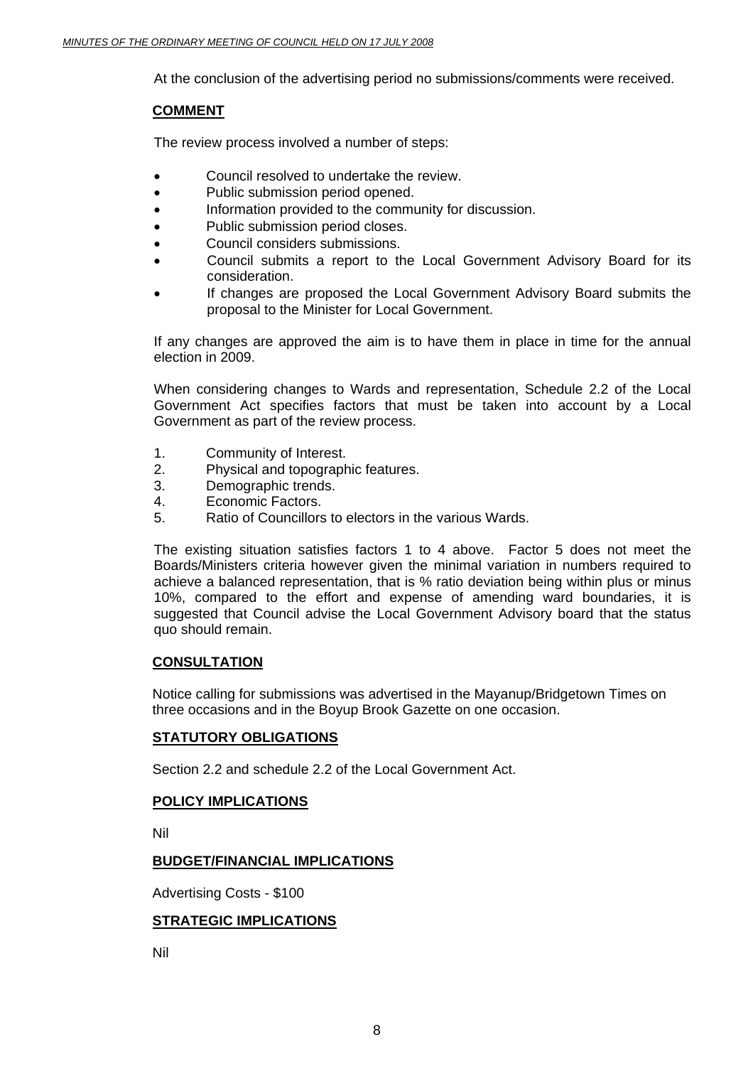At the conclusion of the advertising period no submissions/comments were received.

**COMMENT**

The review process involved a number of steps:

- Council resolved to undertake the review.
- Public submission period opened.
- Information provided to the community for discussion.
- Public submission period closes.
- Council considers submissions.
- Council submits a report to the Local Government Advisory Board for its consideration.
- If changes are proposed the Local Government Advisory Board submits the proposal to the Minister for Local Government.

If any changes are approved the aim is to have them in place in time for the annual election in 2009.

When considering changes to Wards and representation, Schedule 2.2 of the Local Government Act specifies factors that must be taken into account by a Local Government as part of the review process.

1. Community of Interest.
2. Physical and topographic features.
3. Demographic trends.
4. Economic Factors.
5. Ratio of Councillors to electors in the various Wards.

The existing situation satisfies factors 1 to 4 above. Factor 5 does not meet the Boards/Ministers criteria however given the minimal variation in numbers required to achieve a balanced representation, that is % ratio deviation being within plus or minus 10%, compared to the effort and expense of amending ward boundaries, it is suggested that Council advise the Local Government Advisory board that the status quo should remain.

**CONSULTATION**

Notice calling for submissions was advertised in the Mayanup/Bridgetown Times on three occasions and in the Boyup Brook Gazette on one occasion.

**STATUTORY OBLIGATIONS**

Section 2.2 and schedule 2.2 of the Local Government Act.

**POLICY IMPLICATIONS**

Nil

**BUDGET/FINANCIAL IMPLICATIONS**

Advertising Costs - $100

**STRATEGIC IMPLICATIONS**

Nil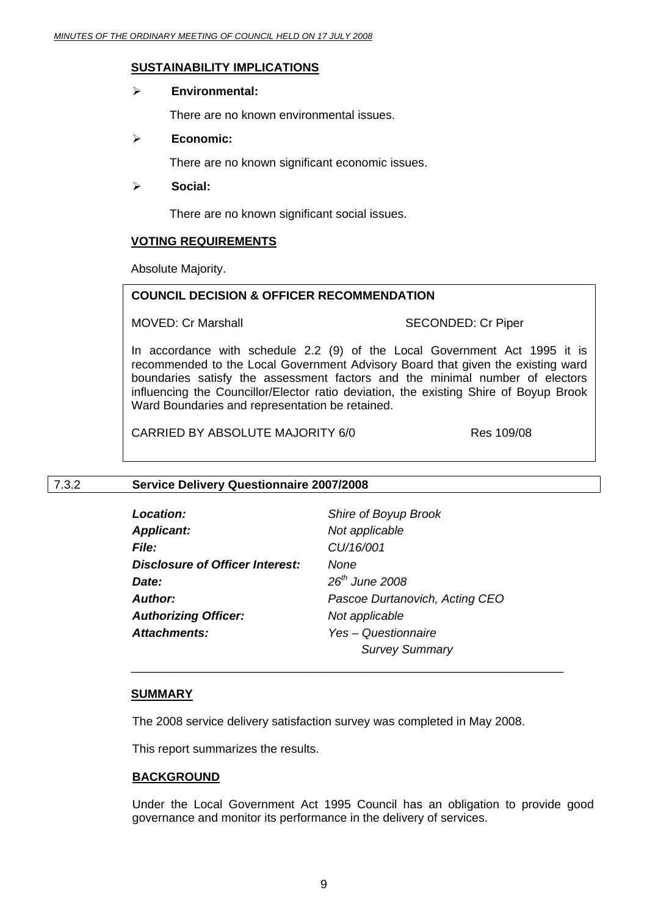**SUSTAINABILITY IMPLICATIONS**

- **Environmental:**

  There are no known environmental issues.

- **Economic:**

  There are no known significant economic issues.

- **Social:**

  There are no known significant social issues.

**VOTING REQUIREMENTS**

Absolute Majority.

**COUNCIL DECISION & OFFICER RECOMMENDATION**

MOVED: Cr Marshall SECONDED: Cr Piper

In accordance with schedule 2.2 (9) of the Local Government Act 1995 it is recommended to the Local Government Advisory Board that given the existing ward boundaries satisfy the assessment factors and the minimal number of electors influencing the Councillor/Elector ratio deviation, the existing Shire of Boyup Brook Ward Boundaries and representation be retained.

CARRIED BY ABSOLUTE MAJORITY 6/0 Res 109/08

## 7.3.2 Service Delivery Questionnaire 2007/2008

| | |
|---|---|
| ***Location:*** | *Shire of Boyup Brook* |
| ***Applicant:*** | *Not applicable* |
| ***File:*** | *CU/16/001* |
| ***Disclosure of Officer Interest:*** | *None* |
| ***Date:*** | *26th June 2008* |
| ***Author:*** | *Pascoe Durtanovich, Acting CEO* |
| ***Authorizing Officer:*** | *Not applicable* |
| ***Attachments:*** | *Yes – Questionnaire Survey Summary* |

**SUMMARY**

The 2008 service delivery satisfaction survey was completed in May 2008.

This report summarizes the results.

**BACKGROUND**

Under the Local Government Act 1995 Council has an obligation to provide good governance and monitor its performance in the delivery of services.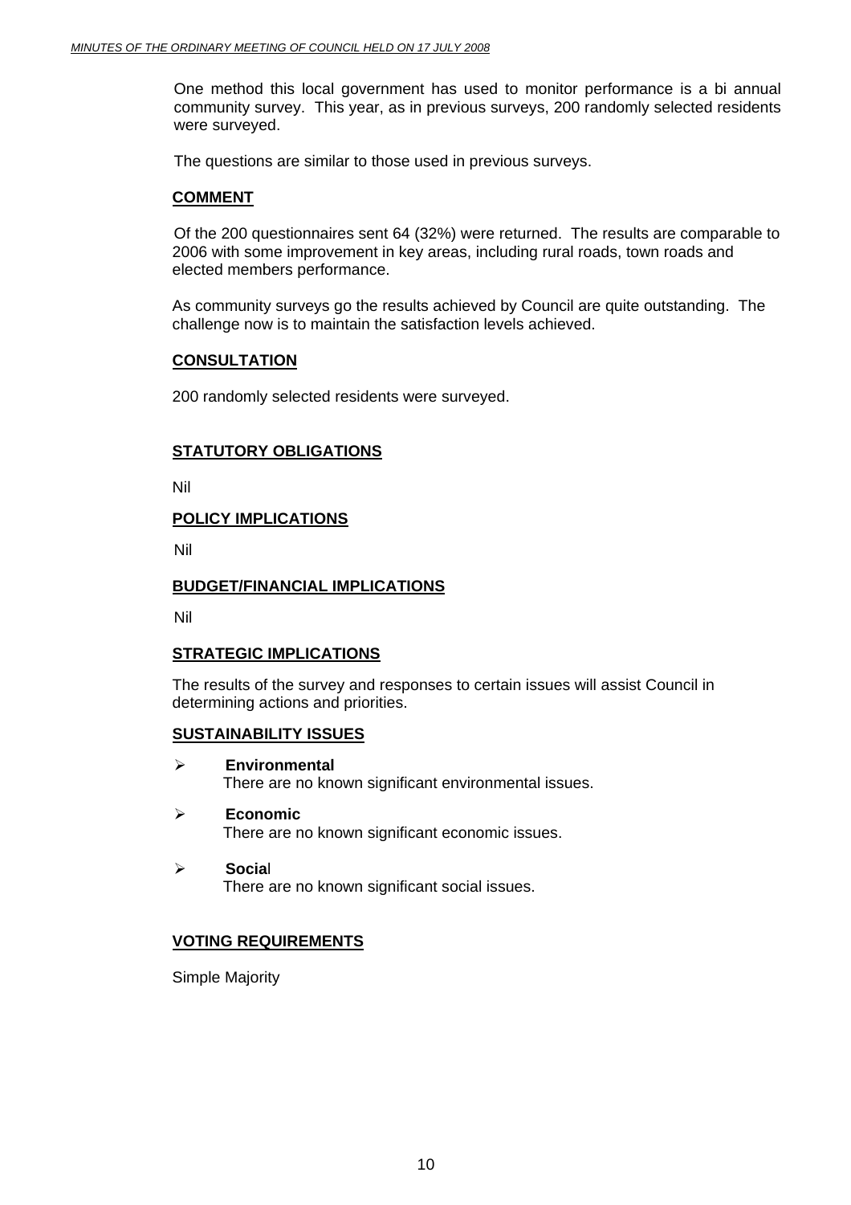One method this local government has used to monitor performance is a bi annual community survey. This year, as in previous surveys, 200 randomly selected residents were surveyed.

The questions are similar to those used in previous surveys.

## COMMENT

Of the 200 questionnaires sent 64 (32%) were returned. The results are comparable to 2006 with some improvement in key areas, including rural roads, town roads and elected members performance.

As community surveys go the results achieved by Council are quite outstanding. The challenge now is to maintain the satisfaction levels achieved.

## CONSULTATION

200 randomly selected residents were surveyed.

## STATUTORY OBLIGATIONS

Nil

## POLICY IMPLICATIONS

Nil

## BUDGET/FINANCIAL IMPLICATIONS

Nil

## STRATEGIC IMPLICATIONS

The results of the survey and responses to certain issues will assist Council in determining actions and priorities.

## SUSTAINABILITY ISSUES

- **Environmental**
  There are no known significant environmental issues.
- **Economic**
  There are no known significant economic issues.
- **Social**
  There are no known significant social issues.

## VOTING REQUIREMENTS

Simple Majority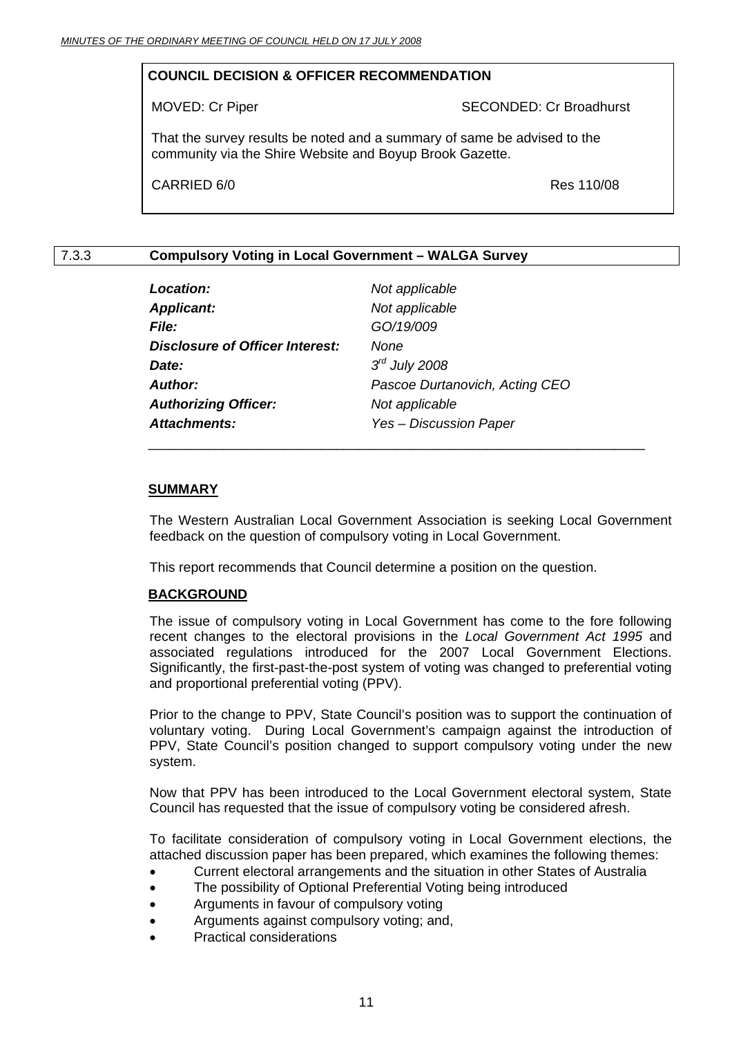**COUNCIL DECISION & OFFICER RECOMMENDATION**

MOVED: Cr Piper SECONDED: Cr Broadhurst

That the survey results be noted and a summary of same be advised to the community via the Shire Website and Boyup Brook Gazette.

CARRIED 6/0 Res 110/08

## 7.3.3 Compulsory Voting in Local Government – WALGA Survey

| | |
|---|---|
| ***Location:*** | *Not applicable* |
| ***Applicant:*** | *Not applicable* |
| ***File:*** | *GO/19/009* |
| ***Disclosure of Officer Interest:*** | *None* |
| ***Date:*** | *3rd July 2008* |
| ***Author:*** | *Pascoe Durtanovich, Acting CEO* |
| ***Authorizing Officer:*** | *Not applicable* |
| ***Attachments:*** | *Yes – Discussion Paper* |

**SUMMARY**

The Western Australian Local Government Association is seeking Local Government feedback on the question of compulsory voting in Local Government.

This report recommends that Council determine a position on the question.

**BACKGROUND**

The issue of compulsory voting in Local Government has come to the fore following recent changes to the electoral provisions in the *Local Government Act 1995* and associated regulations introduced for the 2007 Local Government Elections. Significantly, the first-past-the-post system of voting was changed to preferential voting and proportional preferential voting (PPV).

Prior to the change to PPV, State Council's position was to support the continuation of voluntary voting. During Local Government's campaign against the introduction of PPV, State Council's position changed to support compulsory voting under the new system.

Now that PPV has been introduced to the Local Government electoral system, State Council has requested that the issue of compulsory voting be considered afresh.

To facilitate consideration of compulsory voting in Local Government elections, the attached discussion paper has been prepared, which examines the following themes:

- Current electoral arrangements and the situation in other States of Australia
- The possibility of Optional Preferential Voting being introduced
- Arguments in favour of compulsory voting
- Arguments against compulsory voting; and,
- Practical considerations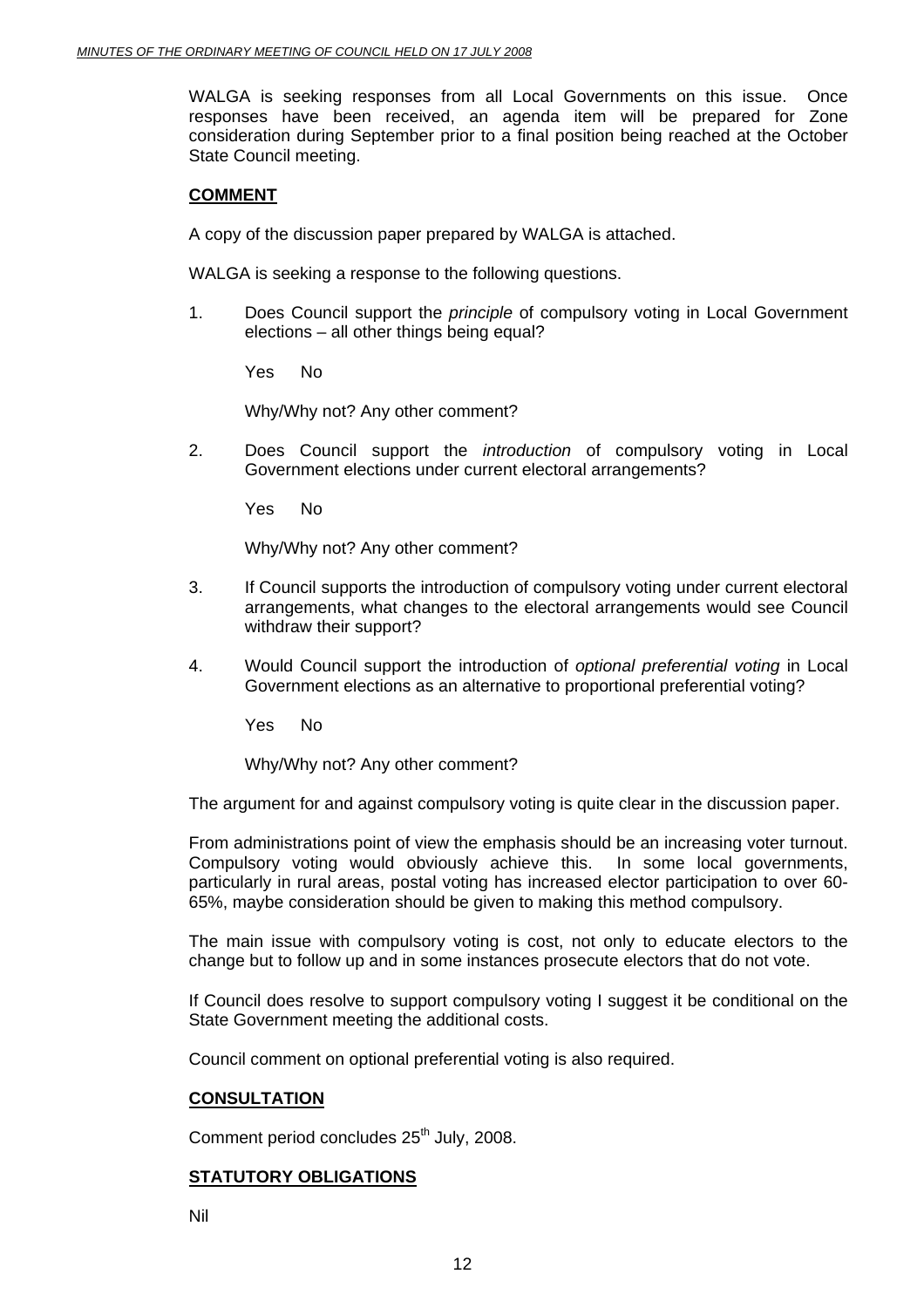WALGA is seeking responses from all Local Governments on this issue. Once responses have been received, an agenda item will be prepared for Zone consideration during September prior to a final position being reached at the October State Council meeting.

**COMMENT**

A copy of the discussion paper prepared by WALGA is attached.

WALGA is seeking a response to the following questions.

1. Does Council support the *principle* of compulsory voting in Local Government elections – all other things being equal?

   Yes No

   Why/Why not? Any other comment?

2. Does Council support the *introduction* of compulsory voting in Local Government elections under current electoral arrangements?

   Yes No

   Why/Why not? Any other comment?

3. If Council supports the introduction of compulsory voting under current electoral arrangements, what changes to the electoral arrangements would see Council withdraw their support?

4. Would Council support the introduction of *optional preferential voting* in Local Government elections as an alternative to proportional preferential voting?

   Yes No

   Why/Why not? Any other comment?

The argument for and against compulsory voting is quite clear in the discussion paper.

From administrations point of view the emphasis should be an increasing voter turnout. Compulsory voting would obviously achieve this. In some local governments, particularly in rural areas, postal voting has increased elector participation to over 60-65%, maybe consideration should be given to making this method compulsory.

The main issue with compulsory voting is cost, not only to educate electors to the change but to follow up and in some instances prosecute electors that do not vote.

If Council does resolve to support compulsory voting I suggest it be conditional on the State Government meeting the additional costs.

Council comment on optional preferential voting is also required.

**CONSULTATION**

Comment period concludes 25th July, 2008.

**STATUTORY OBLIGATIONS**

Nil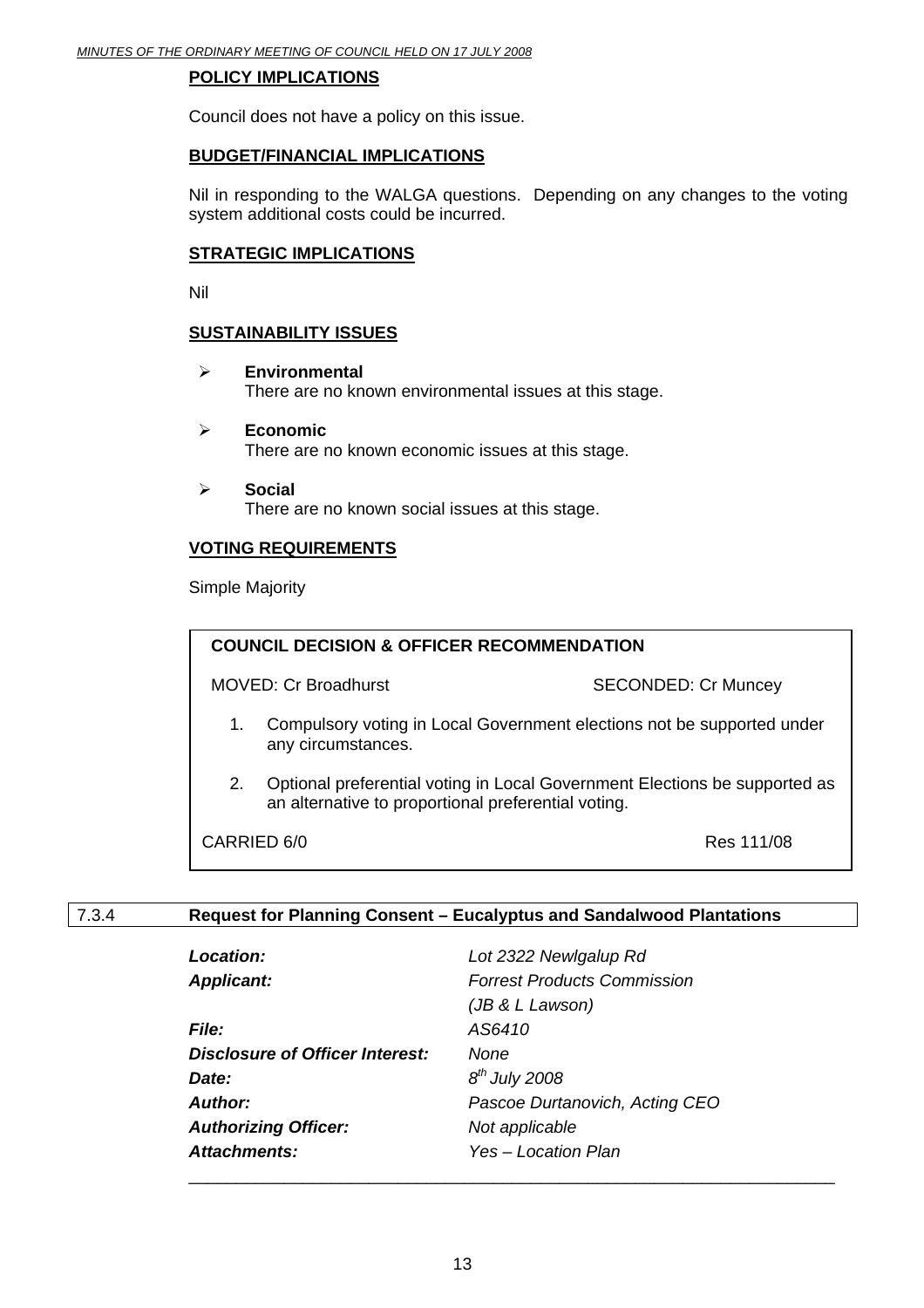**POLICY IMPLICATIONS**

Council does not have a policy on this issue.

**BUDGET/FINANCIAL IMPLICATIONS**

Nil in responding to the WALGA questions. Depending on any changes to the voting system additional costs could be incurred.

**STRATEGIC IMPLICATIONS**

Nil

**SUSTAINABILITY ISSUES**

- **Environmental**
  There are no known environmental issues at this stage.
- **Economic**
  There are no known economic issues at this stage.
- **Social**
  There are no known social issues at this stage.

**VOTING REQUIREMENTS**

Simple Majority

**COUNCIL DECISION & OFFICER RECOMMENDATION**

MOVED: Cr Broadhurst SECONDED: Cr Muncey

1. Compulsory voting in Local Government elections not be supported under any circumstances.
2. Optional preferential voting in Local Government Elections be supported as an alternative to proportional preferential voting.

CARRIED 6/0 Res 111/08

## 7.3.4 Request for Planning Consent – Eucalyptus and Sandalwood Plantations

| | |
|---|---|
| ***Location:*** | *Lot 2322 Newlgalup Rd* |
| ***Applicant:*** | *Forrest Products Commission (JB & L Lawson)* |
| ***File:*** | *AS6410* |
| ***Disclosure of Officer Interest:*** | *None* |
| ***Date:*** | *8th July 2008* |
| ***Author:*** | *Pascoe Durtanovich, Acting CEO* |
| ***Authorizing Officer:*** | *Not applicable* |
| ***Attachments:*** | *Yes – Location Plan* |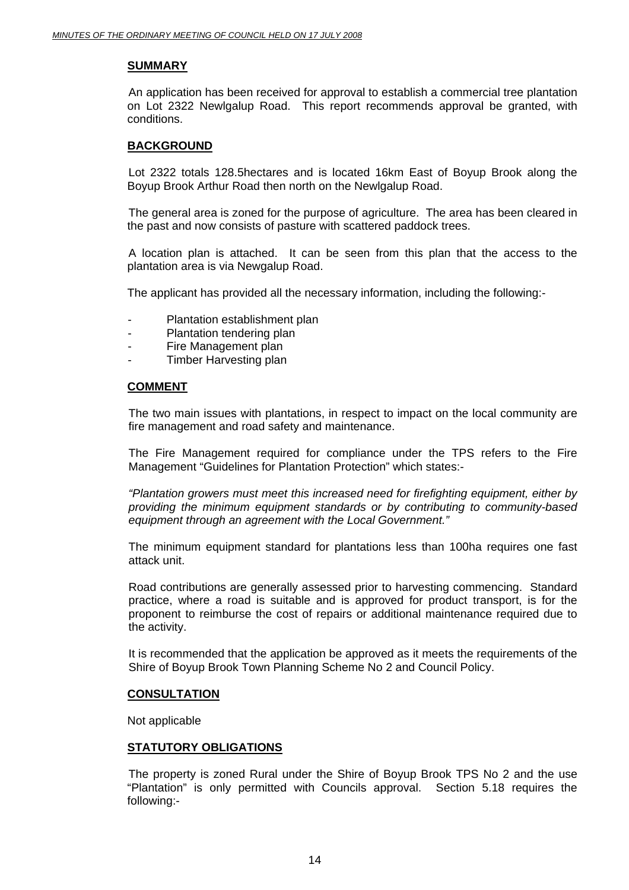## SUMMARY

An application has been received for approval to establish a commercial tree plantation on Lot 2322 Newlgalup Road. This report recommends approval be granted, with conditions.

## BACKGROUND

Lot 2322 totals 128.5hectares and is located 16km East of Boyup Brook along the Boyup Brook Arthur Road then north on the Newlgalup Road.

The general area is zoned for the purpose of agriculture. The area has been cleared in the past and now consists of pasture with scattered paddock trees.

A location plan is attached. It can be seen from this plan that the access to the plantation area is via Newgalup Road.

The applicant has provided all the necessary information, including the following:-

- Plantation establishment plan
- Plantation tendering plan
- Fire Management plan
- Timber Harvesting plan

## COMMENT

The two main issues with plantations, in respect to impact on the local community are fire management and road safety and maintenance.

The Fire Management required for compliance under the TPS refers to the Fire Management "Guidelines for Plantation Protection" which states:-

*"Plantation growers must meet this increased need for firefighting equipment, either by providing the minimum equipment standards or by contributing to community-based equipment through an agreement with the Local Government."*

The minimum equipment standard for plantations less than 100ha requires one fast attack unit.

Road contributions are generally assessed prior to harvesting commencing. Standard practice, where a road is suitable and is approved for product transport, is for the proponent to reimburse the cost of repairs or additional maintenance required due to the activity.

It is recommended that the application be approved as it meets the requirements of the Shire of Boyup Brook Town Planning Scheme No 2 and Council Policy.

## CONSULTATION

Not applicable

## STATUTORY OBLIGATIONS

The property is zoned Rural under the Shire of Boyup Brook TPS No 2 and the use "Plantation" is only permitted with Councils approval. Section 5.18 requires the following:-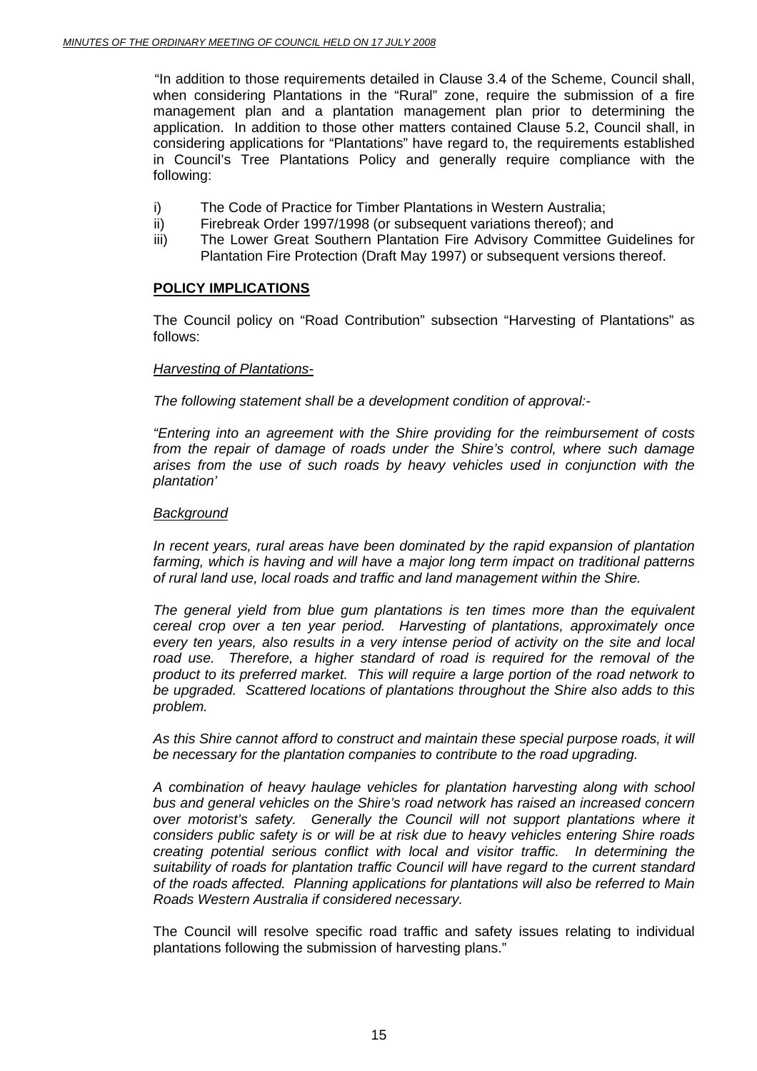"In addition to those requirements detailed in Clause 3.4 of the Scheme, Council shall, when considering Plantations in the "Rural" zone, require the submission of a fire management plan and a plantation management plan prior to determining the application. In addition to those other matters contained Clause 5.2, Council shall, in considering applications for "Plantations" have regard to, the requirements established in Council's Tree Plantations Policy and generally require compliance with the following:

i) The Code of Practice for Timber Plantations in Western Australia;
ii) Firebreak Order 1997/1998 (or subsequent variations thereof); and
iii) The Lower Great Southern Plantation Fire Advisory Committee Guidelines for Plantation Fire Protection (Draft May 1997) or subsequent versions thereof.

**POLICY IMPLICATIONS**

The Council policy on "Road Contribution" subsection "Harvesting of Plantations" as follows:

*Harvesting of Plantations-*

*The following statement shall be a development condition of approval:-*

*"Entering into an agreement with the Shire providing for the reimbursement of costs from the repair of damage of roads under the Shire's control, where such damage arises from the use of such roads by heavy vehicles used in conjunction with the plantation'*

*Background*

*In recent years, rural areas have been dominated by the rapid expansion of plantation farming, which is having and will have a major long term impact on traditional patterns of rural land use, local roads and traffic and land management within the Shire.*

*The general yield from blue gum plantations is ten times more than the equivalent cereal crop over a ten year period. Harvesting of plantations, approximately once every ten years, also results in a very intense period of activity on the site and local road use. Therefore, a higher standard of road is required for the removal of the product to its preferred market. This will require a large portion of the road network to be upgraded. Scattered locations of plantations throughout the Shire also adds to this problem.*

*As this Shire cannot afford to construct and maintain these special purpose roads, it will be necessary for the plantation companies to contribute to the road upgrading.*

*A combination of heavy haulage vehicles for plantation harvesting along with school bus and general vehicles on the Shire's road network has raised an increased concern over motorist's safety. Generally the Council will not support plantations where it considers public safety is or will be at risk due to heavy vehicles entering Shire roads creating potential serious conflict with local and visitor traffic. In determining the suitability of roads for plantation traffic Council will have regard to the current standard of the roads affected. Planning applications for plantations will also be referred to Main Roads Western Australia if considered necessary.*

The Council will resolve specific road traffic and safety issues relating to individual plantations following the submission of harvesting plans."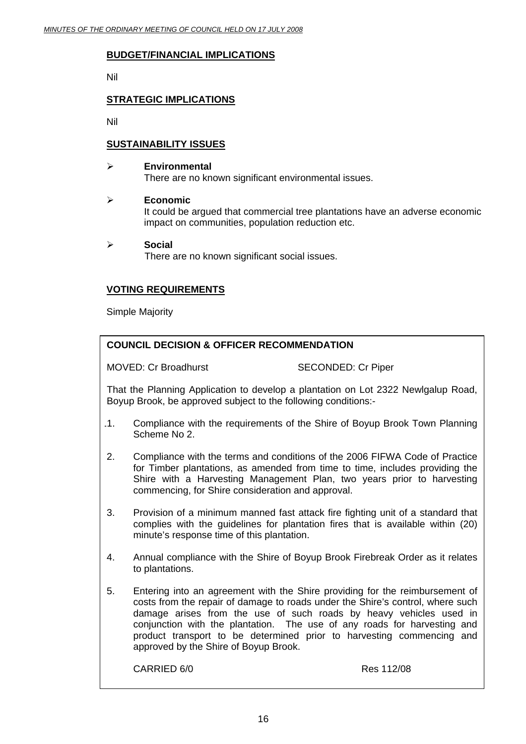**BUDGET/FINANCIAL IMPLICATIONS**

Nil

**STRATEGIC IMPLICATIONS**

Nil

**SUSTAINABILITY ISSUES**

- **Environmental**
  There are no known significant environmental issues.

- **Economic**
  It could be argued that commercial tree plantations have an adverse economic impact on communities, population reduction etc.

- **Social**
  There are no known significant social issues.

**VOTING REQUIREMENTS**

Simple Majority

**COUNCIL DECISION & OFFICER RECOMMENDATION**

MOVED: Cr Broadhurst SECONDED: Cr Piper

That the Planning Application to develop a plantation on Lot 2322 Newlgalup Road, Boyup Brook, be approved subject to the following conditions:-

.1. Compliance with the requirements of the Shire of Boyup Brook Town Planning Scheme No 2.

2. Compliance with the terms and conditions of the 2006 FIFWA Code of Practice for Timber plantations, as amended from time to time, includes providing the Shire with a Harvesting Management Plan, two years prior to harvesting commencing, for Shire consideration and approval.

3. Provision of a minimum manned fast attack fire fighting unit of a standard that complies with the guidelines for plantation fires that is available within (20) minute's response time of this plantation.

4. Annual compliance with the Shire of Boyup Brook Firebreak Order as it relates to plantations.

5. Entering into an agreement with the Shire providing for the reimbursement of costs from the repair of damage to roads under the Shire's control, where such damage arises from the use of such roads by heavy vehicles used in conjunction with the plantation. The use of any roads for harvesting and product transport to be determined prior to harvesting commencing and approved by the Shire of Boyup Brook.

CARRIED 6/0 Res 112/08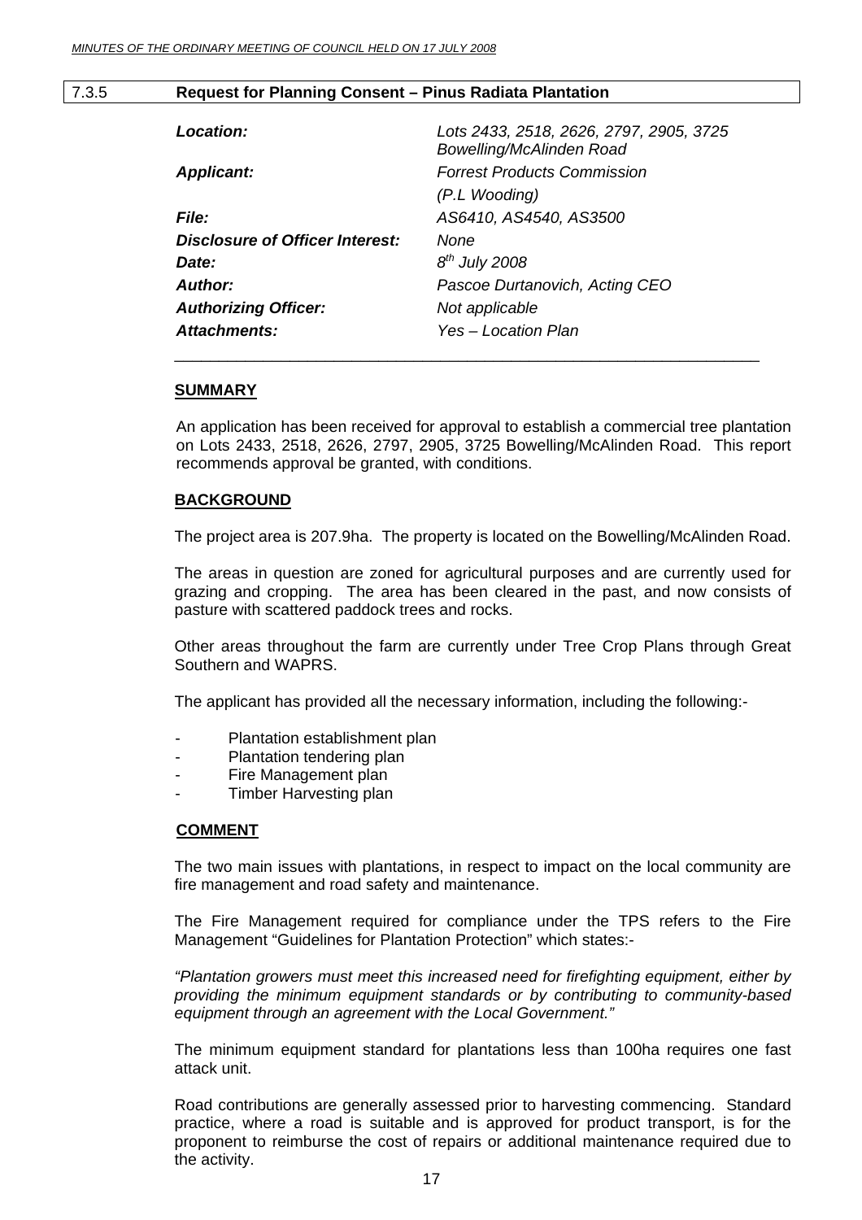## 7.3.5 Request for Planning Consent – Pinus Radiata Plantation

| | |
|---|---|
| ***Location:*** | *Lots 2433, 2518, 2626, 2797, 2905, 3725 Bowelling/McAlinden Road* |
| ***Applicant:*** | *Forrest Products Commission (P.L Wooding)* |
| ***File:*** | *AS6410, AS4540, AS3500* |
| ***Disclosure of Officer Interest:*** | *None* |
| ***Date:*** | *8th July 2008* |
| ***Author:*** | *Pascoe Durtanovich, Acting CEO* |
| ***Authorizing Officer:*** | *Not applicable* |
| ***Attachments:*** | *Yes – Location Plan* |

---

**SUMMARY**

An application has been received for approval to establish a commercial tree plantation on Lots 2433, 2518, 2626, 2797, 2905, 3725 Bowelling/McAlinden Road. This report recommends approval be granted, with conditions.

**BACKGROUND**

The project area is 207.9ha. The property is located on the Bowelling/McAlinden Road.

The areas in question are zoned for agricultural purposes and are currently used for grazing and cropping. The area has been cleared in the past, and now consists of pasture with scattered paddock trees and rocks.

Other areas throughout the farm are currently under Tree Crop Plans through Great Southern and WAPRS.

The applicant has provided all the necessary information, including the following:-

- Plantation establishment plan
- Plantation tendering plan
- Fire Management plan
- Timber Harvesting plan

**COMMENT**

The two main issues with plantations, in respect to impact on the local community are fire management and road safety and maintenance.

The Fire Management required for compliance under the TPS refers to the Fire Management "Guidelines for Plantation Protection" which states:-

*"Plantation growers must meet this increased need for firefighting equipment, either by providing the minimum equipment standards or by contributing to community-based equipment through an agreement with the Local Government."*

The minimum equipment standard for plantations less than 100ha requires one fast attack unit.

Road contributions are generally assessed prior to harvesting commencing. Standard practice, where a road is suitable and is approved for product transport, is for the proponent to reimburse the cost of repairs or additional maintenance required due to the activity.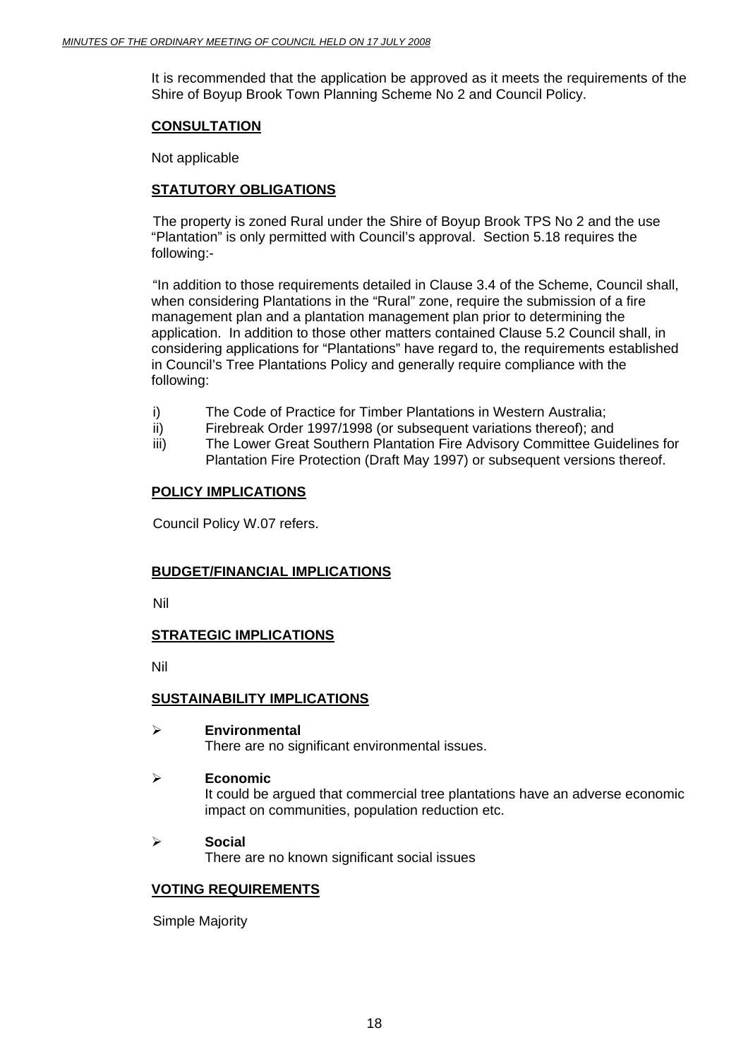It is recommended that the application be approved as it meets the requirements of the Shire of Boyup Brook Town Planning Scheme No 2 and Council Policy.

**CONSULTATION**

Not applicable

**STATUTORY OBLIGATIONS**

The property is zoned Rural under the Shire of Boyup Brook TPS No 2 and the use "Plantation" is only permitted with Council's approval. Section 5.18 requires the following:-

"In addition to those requirements detailed in Clause 3.4 of the Scheme, Council shall, when considering Plantations in the "Rural" zone, require the submission of a fire management plan and a plantation management plan prior to determining the application. In addition to those other matters contained Clause 5.2 Council shall, in considering applications for "Plantations" have regard to, the requirements established in Council's Tree Plantations Policy and generally require compliance with the following:

i) The Code of Practice for Timber Plantations in Western Australia;
ii) Firebreak Order 1997/1998 (or subsequent variations thereof); and
iii) The Lower Great Southern Plantation Fire Advisory Committee Guidelines for Plantation Fire Protection (Draft May 1997) or subsequent versions thereof.

**POLICY IMPLICATIONS**

Council Policy W.07 refers.

**BUDGET/FINANCIAL IMPLICATIONS**

Nil

**STRATEGIC IMPLICATIONS**

Nil

**SUSTAINABILITY IMPLICATIONS**

- **Environmental**
  There are no significant environmental issues.

- **Economic**
  It could be argued that commercial tree plantations have an adverse economic impact on communities, population reduction etc.

- **Social**
  There are no known significant social issues

**VOTING REQUIREMENTS**

Simple Majority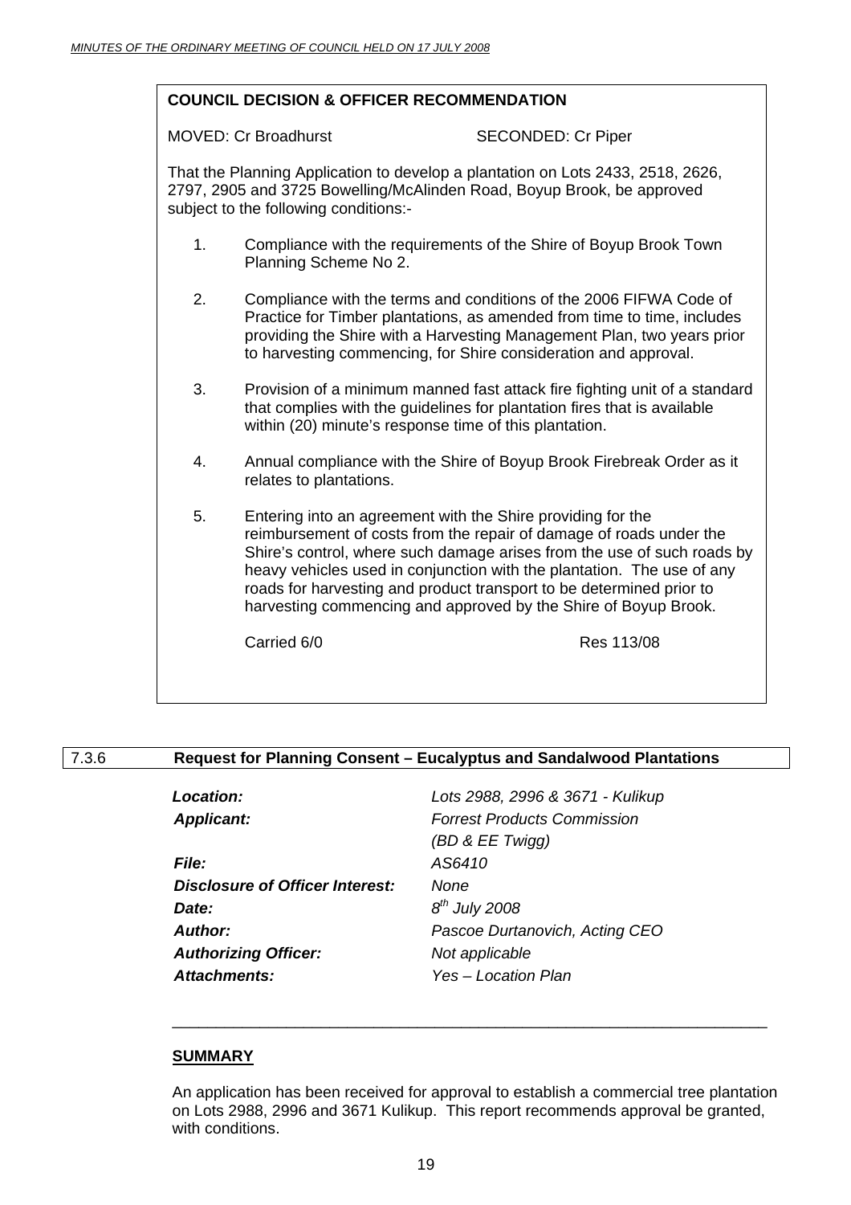**COUNCIL DECISION & OFFICER RECOMMENDATION**

MOVED: Cr Broadhurst SECONDED: Cr Piper

That the Planning Application to develop a plantation on Lots 2433, 2518, 2626, 2797, 2905 and 3725 Bowelling/McAlinden Road, Boyup Brook, be approved subject to the following conditions:-

1. Compliance with the requirements of the Shire of Boyup Brook Town Planning Scheme No 2.
2. Compliance with the terms and conditions of the 2006 FIFWA Code of Practice for Timber plantations, as amended from time to time, includes providing the Shire with a Harvesting Management Plan, two years prior to harvesting commencing, for Shire consideration and approval.
3. Provision of a minimum manned fast attack fire fighting unit of a standard that complies with the guidelines for plantation fires that is available within (20) minute's response time of this plantation.
4. Annual compliance with the Shire of Boyup Brook Firebreak Order as it relates to plantations.
5. Entering into an agreement with the Shire providing for the reimbursement of costs from the repair of damage of roads under the Shire's control, where such damage arises from the use of such roads by heavy vehicles used in conjunction with the plantation. The use of any roads for harvesting and product transport to be determined prior to harvesting commencing and approved by the Shire of Boyup Brook.

Carried 6/0 Res 113/08

## 7.3.6 Request for Planning Consent – Eucalyptus and Sandalwood Plantations

| | |
|---|---|
| ***Location:*** | *Lots 2988, 2996 & 3671 - Kulikup* |
| ***Applicant:*** | *Forrest Products Commission (BD & EE Twigg)* |
| ***File:*** | *AS6410* |
| ***Disclosure of Officer Interest:*** | *None* |
| ***Date:*** | *8th July 2008* |
| ***Author:*** | *Pascoe Durtanovich, Acting CEO* |
| ***Authorizing Officer:*** | *Not applicable* |
| ***Attachments:*** | *Yes – Location Plan* |

### SUMMARY

An application has been received for approval to establish a commercial tree plantation on Lots 2988, 2996 and 3671 Kulikup. This report recommends approval be granted, with conditions.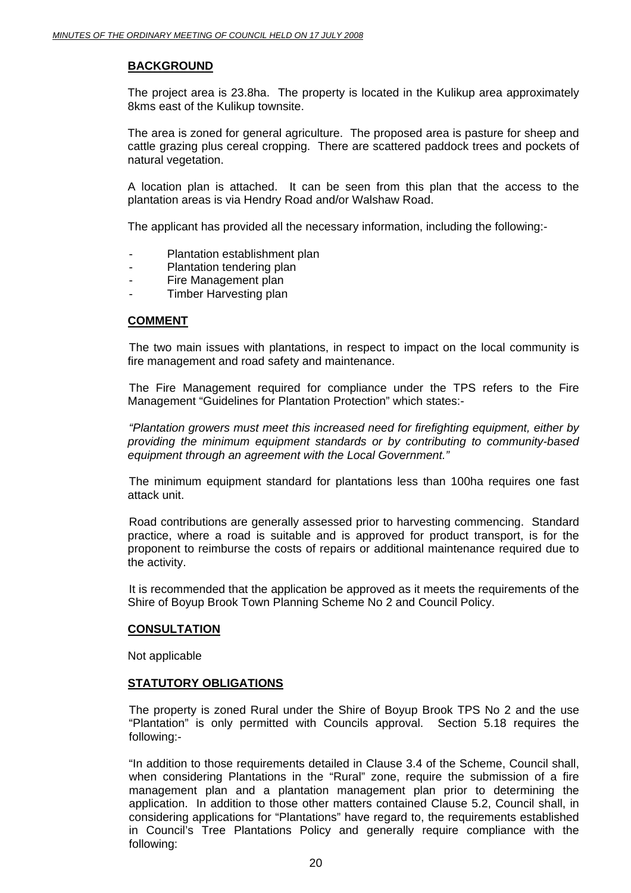## BACKGROUND

The project area is 23.8ha. The property is located in the Kulikup area approximately 8kms east of the Kulikup townsite.

The area is zoned for general agriculture. The proposed area is pasture for sheep and cattle grazing plus cereal cropping. There are scattered paddock trees and pockets of natural vegetation.

A location plan is attached. It can be seen from this plan that the access to the plantation areas is via Hendry Road and/or Walshaw Road.

The applicant has provided all the necessary information, including the following:-

- Plantation establishment plan
- Plantation tendering plan
- Fire Management plan
- Timber Harvesting plan

## COMMENT

The two main issues with plantations, in respect to impact on the local community is fire management and road safety and maintenance.

The Fire Management required for compliance under the TPS refers to the Fire Management "Guidelines for Plantation Protection" which states:-

*"Plantation growers must meet this increased need for firefighting equipment, either by providing the minimum equipment standards or by contributing to community-based equipment through an agreement with the Local Government."*

The minimum equipment standard for plantations less than 100ha requires one fast attack unit.

Road contributions are generally assessed prior to harvesting commencing. Standard practice, where a road is suitable and is approved for product transport, is for the proponent to reimburse the costs of repairs or additional maintenance required due to the activity.

It is recommended that the application be approved as it meets the requirements of the Shire of Boyup Brook Town Planning Scheme No 2 and Council Policy.

## CONSULTATION

Not applicable

## STATUTORY OBLIGATIONS

The property is zoned Rural under the Shire of Boyup Brook TPS No 2 and the use "Plantation" is only permitted with Councils approval. Section 5.18 requires the following:-

"In addition to those requirements detailed in Clause 3.4 of the Scheme, Council shall, when considering Plantations in the "Rural" zone, require the submission of a fire management plan and a plantation management plan prior to determining the application. In addition to those other matters contained Clause 5.2, Council shall, in considering applications for "Plantations" have regard to, the requirements established in Council's Tree Plantations Policy and generally require compliance with the following: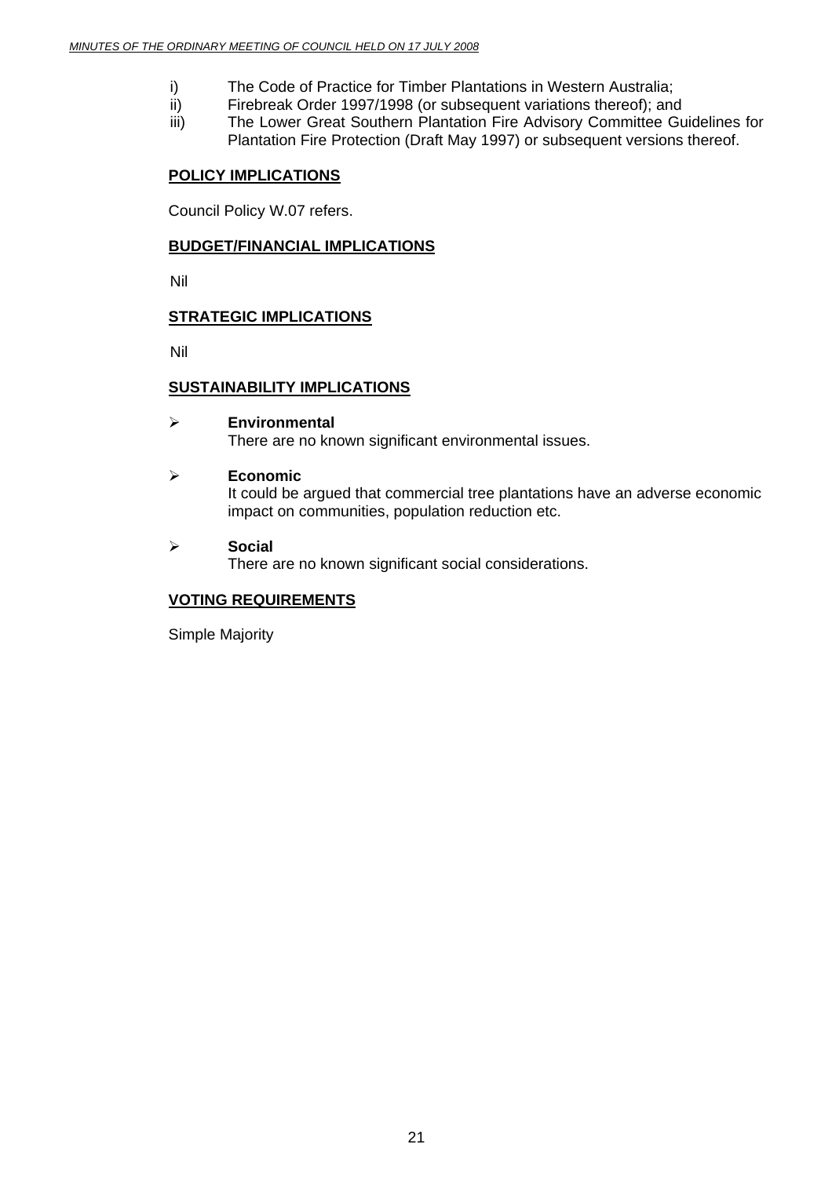i) The Code of Practice for Timber Plantations in Western Australia;
ii) Firebreak Order 1997/1998 (or subsequent variations thereof); and
iii) The Lower Great Southern Plantation Fire Advisory Committee Guidelines for Plantation Fire Protection (Draft May 1997) or subsequent versions thereof.

**POLICY IMPLICATIONS**

Council Policy W.07 refers.

**BUDGET/FINANCIAL IMPLICATIONS**

Nil

**STRATEGIC IMPLICATIONS**

Nil

**SUSTAINABILITY IMPLICATIONS**

- **Environmental**
  There are no known significant environmental issues.

- **Economic**
  It could be argued that commercial tree plantations have an adverse economic impact on communities, population reduction etc.

- **Social**
  There are no known significant social considerations.

**VOTING REQUIREMENTS**

Simple Majority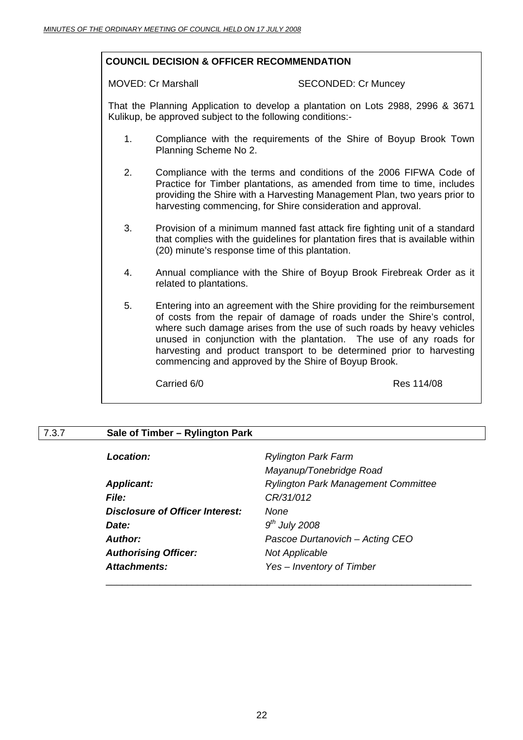**COUNCIL DECISION & OFFICER RECOMMENDATION**

MOVED: Cr Marshall SECONDED: Cr Muncey

That the Planning Application to develop a plantation on Lots 2988, 2996 & 3671 Kulikup, be approved subject to the following conditions:-

1. Compliance with the requirements of the Shire of Boyup Brook Town Planning Scheme No 2.

2. Compliance with the terms and conditions of the 2006 FIFWA Code of Practice for Timber plantations, as amended from time to time, includes providing the Shire with a Harvesting Management Plan, two years prior to harvesting commencing, for Shire consideration and approval.

3. Provision of a minimum manned fast attack fire fighting unit of a standard that complies with the guidelines for plantation fires that is available within (20) minute's response time of this plantation.

4. Annual compliance with the Shire of Boyup Brook Firebreak Order as it related to plantations.

5. Entering into an agreement with the Shire providing for the reimbursement of costs from the repair of damage of roads under the Shire's control, where such damage arises from the use of such roads by heavy vehicles unused in conjunction with the plantation. The use of any roads for harvesting and product transport to be determined prior to harvesting commencing and approved by the Shire of Boyup Brook.

Carried 6/0 Res 114/08

## 7.3.7 Sale of Timber – Rylington Park

| | |
|---|---|
| ***Location:*** | *Rylington Park Farm Mayanup/Tonebridge Road* |
| ***Applicant:*** | *Rylington Park Management Committee* |
| ***File:*** | *CR/31/012* |
| ***Disclosure of Officer Interest:*** | *None* |
| ***Date:*** | *9th July 2008* |
| ***Author:*** | *Pascoe Durtanovich – Acting CEO* |
| ***Authorising Officer:*** | *Not Applicable* |
| ***Attachments:*** | *Yes – Inventory of Timber* |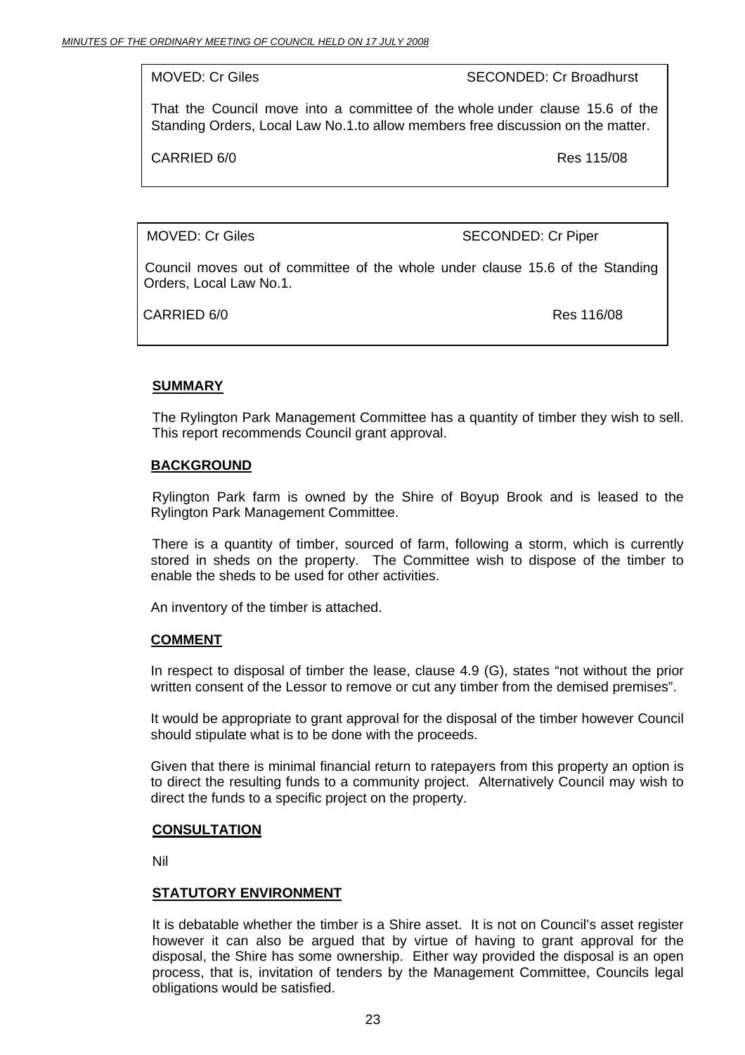MOVED: Cr Giles SECONDED: Cr Broadhurst

That the Council move into a committee of the whole under clause 15.6 of the Standing Orders, Local Law No.1.to allow members free discussion on the matter.

CARRIED 6/0 Res 115/08

MOVED: Cr Giles SECONDED: Cr Piper

Council moves out of committee of the whole under clause 15.6 of the Standing Orders, Local Law No.1.

CARRIED 6/0 Res 116/08

## SUMMARY

The Rylington Park Management Committee has a quantity of timber they wish to sell. This report recommends Council grant approval.

## BACKGROUND

Rylington Park farm is owned by the Shire of Boyup Brook and is leased to the Rylington Park Management Committee.

There is a quantity of timber, sourced of farm, following a storm, which is currently stored in sheds on the property. The Committee wish to dispose of the timber to enable the sheds to be used for other activities.

An inventory of the timber is attached.

## COMMENT

In respect to disposal of timber the lease, clause 4.9 (G), states "not without the prior written consent of the Lessor to remove or cut any timber from the demised premises".

It would be appropriate to grant approval for the disposal of the timber however Council should stipulate what is to be done with the proceeds.

Given that there is minimal financial return to ratepayers from this property an option is to direct the resulting funds to a community project. Alternatively Council may wish to direct the funds to a specific project on the property.

## CONSULTATION

Nil

## STATUTORY ENVIRONMENT

It is debatable whether the timber is a Shire asset. It is not on Council's asset register however it can also be argued that by virtue of having to grant approval for the disposal, the Shire has some ownership. Either way provided the disposal is an open process, that is, invitation of tenders by the Management Committee, Councils legal obligations would be satisfied.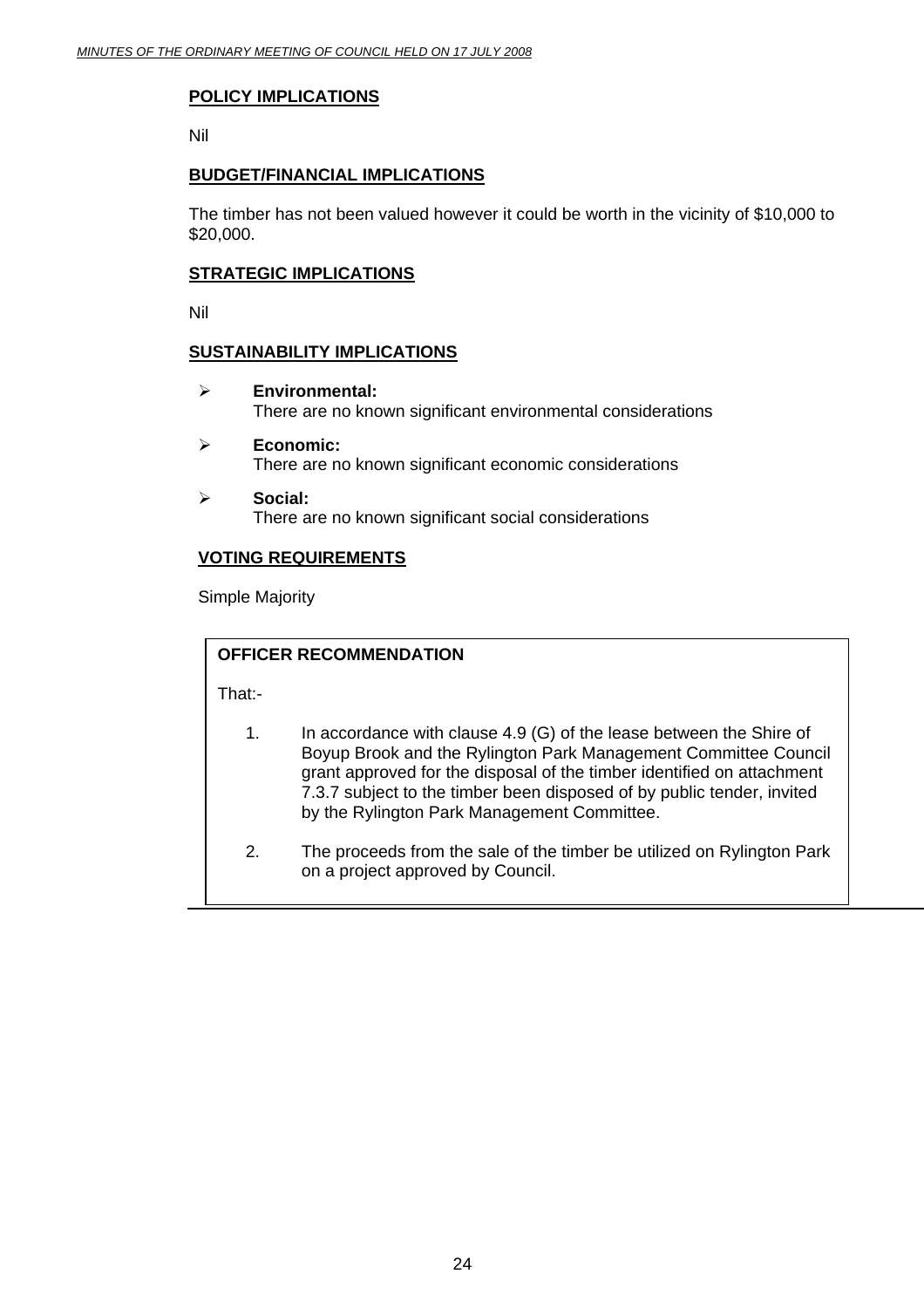**POLICY IMPLICATIONS**

Nil

**BUDGET/FINANCIAL IMPLICATIONS**

The timber has not been valued however it could be worth in the vicinity of $10,000 to $20,000.

**STRATEGIC IMPLICATIONS**

Nil

**SUSTAINABILITY IMPLICATIONS**

- **Environmental:**
  There are no known significant environmental considerations
- **Economic:**
  There are no known significant economic considerations
- **Social:**
  There are no known significant social considerations

**VOTING REQUIREMENTS**

Simple Majority

**OFFICER RECOMMENDATION**

That:-

1. In accordance with clause 4.9 (G) of the lease between the Shire of Boyup Brook and the Rylington Park Management Committee Council grant approved for the disposal of the timber identified on attachment 7.3.7 subject to the timber been disposed of by public tender, invited by the Rylington Park Management Committee.

2. The proceeds from the sale of the timber be utilized on Rylington Park on a project approved by Council.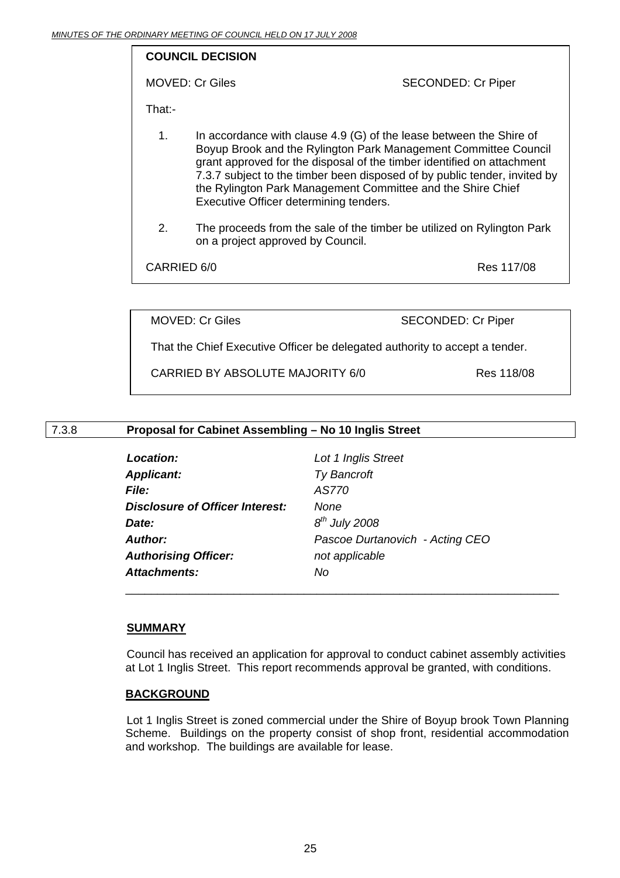**COUNCIL DECISION**

MOVED: Cr Giles SECONDED: Cr Piper

That:-

1. In accordance with clause 4.9 (G) of the lease between the Shire of Boyup Brook and the Rylington Park Management Committee Council grant approved for the disposal of the timber identified on attachment 7.3.7 subject to the timber been disposed of by public tender, invited by the Rylington Park Management Committee and the Shire Chief Executive Officer determining tenders.

2. The proceeds from the sale of the timber be utilized on Rylington Park on a project approved by Council.

CARRIED 6/0 Res 117/08

MOVED: Cr Giles SECONDED: Cr Piper

That the Chief Executive Officer be delegated authority to accept a tender.

CARRIED BY ABSOLUTE MAJORITY 6/0 Res 118/08

## 7.3.8 Proposal for Cabinet Assembling – No 10 Inglis Street

| | |
|---|---|
| ***Location:*** | *Lot 1 Inglis Street* |
| ***Applicant:*** | *Ty Bancroft* |
| ***File:*** | *AS770* |
| ***Disclosure of Officer Interest:*** | *None* |
| ***Date:*** | *8th July 2008* |
| ***Author:*** | *Pascoe Durtanovich - Acting CEO* |
| ***Authorising Officer:*** | *not applicable* |
| ***Attachments:*** | *No* |

**SUMMARY**

Council has received an application for approval to conduct cabinet assembly activities at Lot 1 Inglis Street. This report recommends approval be granted, with conditions.

**BACKGROUND**

Lot 1 Inglis Street is zoned commercial under the Shire of Boyup brook Town Planning Scheme. Buildings on the property consist of shop front, residential accommodation and workshop. The buildings are available for lease.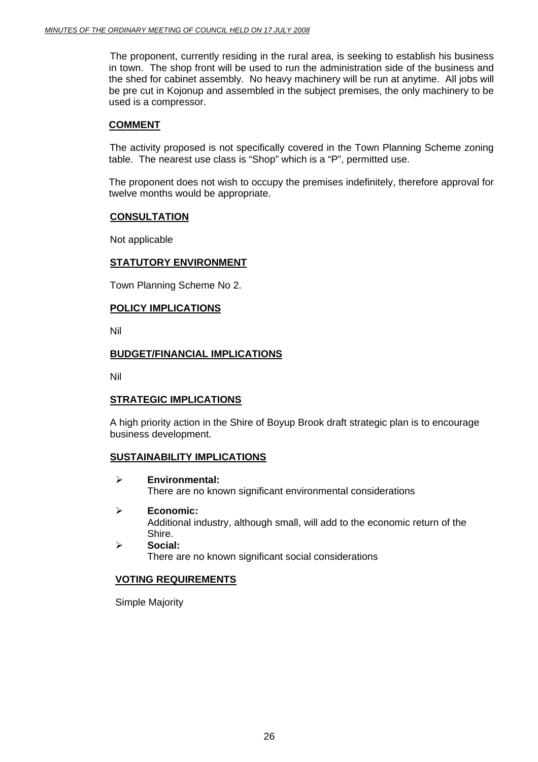The proponent, currently residing in the rural area, is seeking to establish his business in town. The shop front will be used to run the administration side of the business and the shed for cabinet assembly. No heavy machinery will be run at anytime. All jobs will be pre cut in Kojonup and assembled in the subject premises, the only machinery to be used is a compressor.

## COMMENT

The activity proposed is not specifically covered in the Town Planning Scheme zoning table. The nearest use class is "Shop" which is a "P", permitted use.

The proponent does not wish to occupy the premises indefinitely, therefore approval for twelve months would be appropriate.

## CONSULTATION

Not applicable

## STATUTORY ENVIRONMENT

Town Planning Scheme No 2.

## POLICY IMPLICATIONS

Nil

## BUDGET/FINANCIAL IMPLICATIONS

Nil

## STRATEGIC IMPLICATIONS

A high priority action in the Shire of Boyup Brook draft strategic plan is to encourage business development.

## SUSTAINABILITY IMPLICATIONS

- **Environmental:**
  There are no known significant environmental considerations
- **Economic:**
  Additional industry, although small, will add to the economic return of the Shire.
- **Social:**
  There are no known significant social considerations

## VOTING REQUIREMENTS

Simple Majority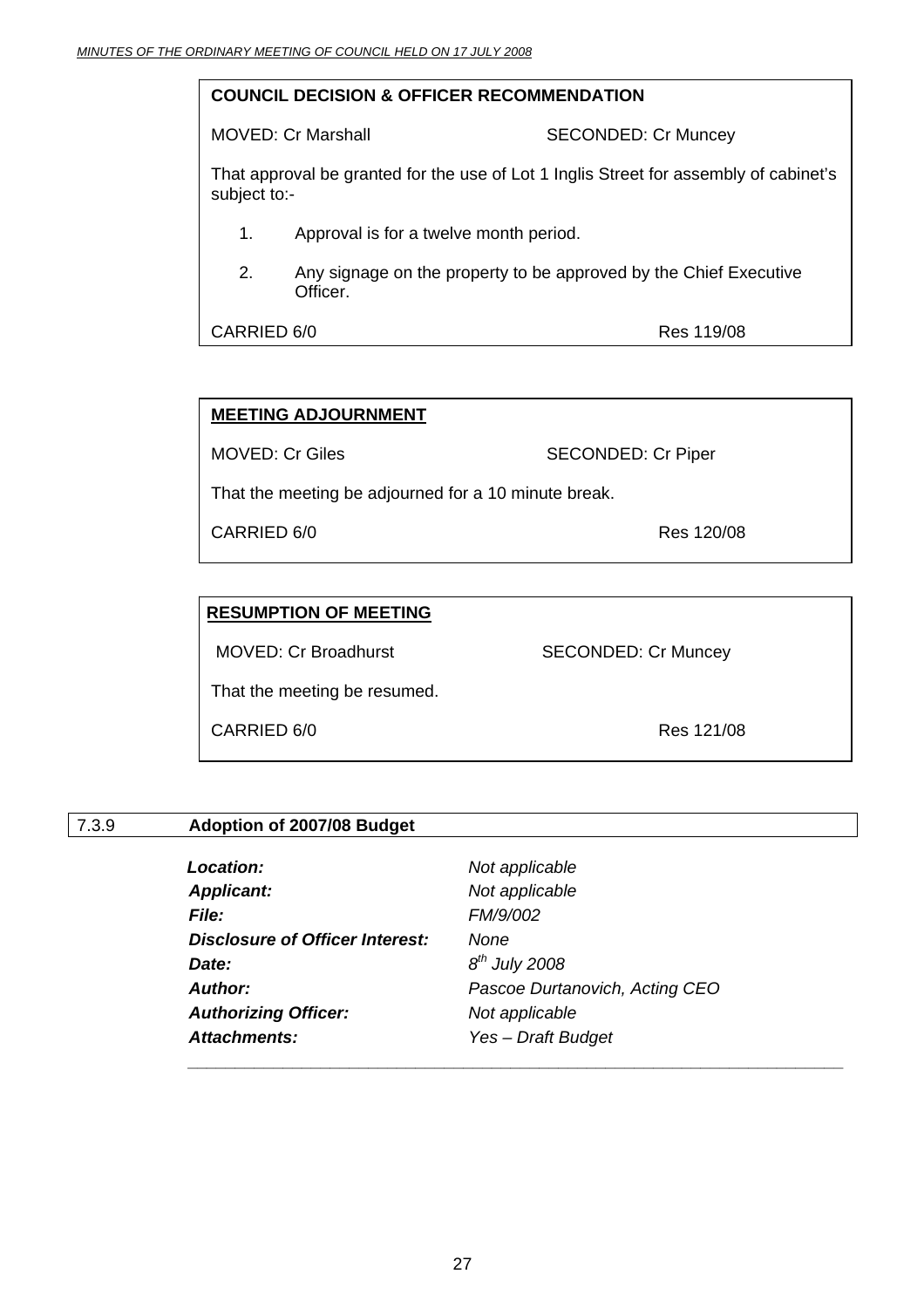**COUNCIL DECISION & OFFICER RECOMMENDATION**

MOVED: Cr Marshall SECONDED: Cr Muncey

That approval be granted for the use of Lot 1 Inglis Street for assembly of cabinet's subject to:-

1. Approval is for a twelve month period.
2. Any signage on the property to be approved by the Chief Executive Officer.

CARRIED 6/0 Res 119/08

**MEETING ADJOURNMENT**

MOVED: Cr Giles SECONDED: Cr Piper

That the meeting be adjourned for a 10 minute break.

CARRIED 6/0 Res 120/08

**RESUMPTION OF MEETING**

MOVED: Cr Broadhurst SECONDED: Cr Muncey

That the meeting be resumed.

CARRIED 6/0 Res 121/08

## 7.3.9 Adoption of 2007/08 Budget

| | |
|---|---|
| ***Location:*** | *Not applicable* |
| ***Applicant:*** | *Not applicable* |
| ***File:*** | *FM/9/002* |
| ***Disclosure of Officer Interest:*** | *None* |
| ***Date:*** | *8th July 2008* |
| ***Author:*** | *Pascoe Durtanovich, Acting CEO* |
| ***Authorizing Officer:*** | *Not applicable* |
| ***Attachments:*** | *Yes – Draft Budget* |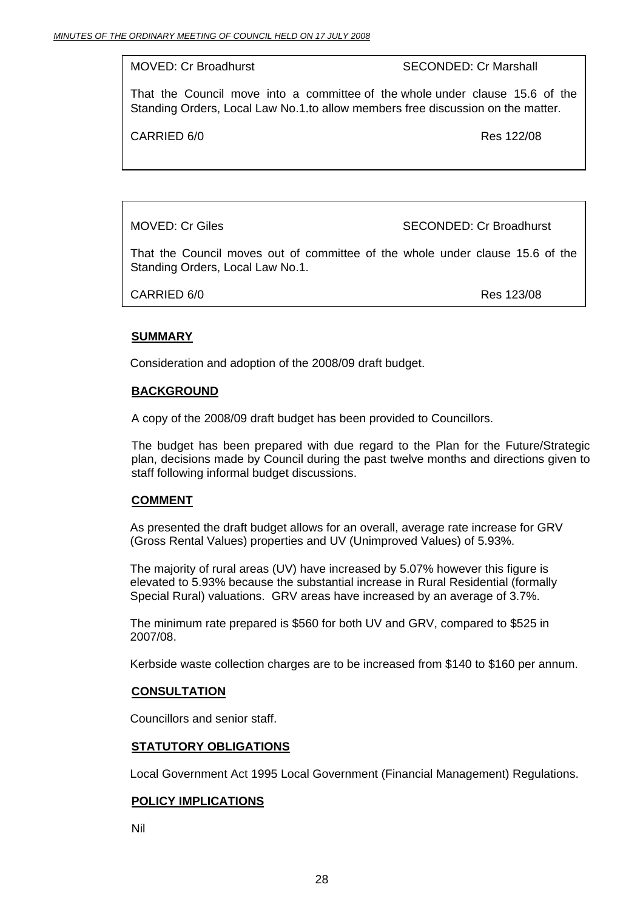MOVED: Cr Broadhurst SECONDED: Cr Marshall

That the Council move into a committee of the whole under clause 15.6 of the Standing Orders, Local Law No.1.to allow members free discussion on the matter.

CARRIED 6/0 Res 122/08

MOVED: Cr Giles SECONDED: Cr Broadhurst

That the Council moves out of committee of the whole under clause 15.6 of the Standing Orders, Local Law No.1.

CARRIED 6/0 Res 123/08

**SUMMARY**

Consideration and adoption of the 2008/09 draft budget.

**BACKGROUND**

A copy of the 2008/09 draft budget has been provided to Councillors.

The budget has been prepared with due regard to the Plan for the Future/Strategic plan, decisions made by Council during the past twelve months and directions given to staff following informal budget discussions.

**COMMENT**

As presented the draft budget allows for an overall, average rate increase for GRV (Gross Rental Values) properties and UV (Unimproved Values) of 5.93%.

The majority of rural areas (UV) have increased by 5.07% however this figure is elevated to 5.93% because the substantial increase in Rural Residential (formally Special Rural) valuations. GRV areas have increased by an average of 3.7%.

The minimum rate prepared is $560 for both UV and GRV, compared to $525 in 2007/08.

Kerbside waste collection charges are to be increased from $140 to $160 per annum.

**CONSULTATION**

Councillors and senior staff.

**STATUTORY OBLIGATIONS**

Local Government Act 1995 Local Government (Financial Management) Regulations.

**POLICY IMPLICATIONS**

Nil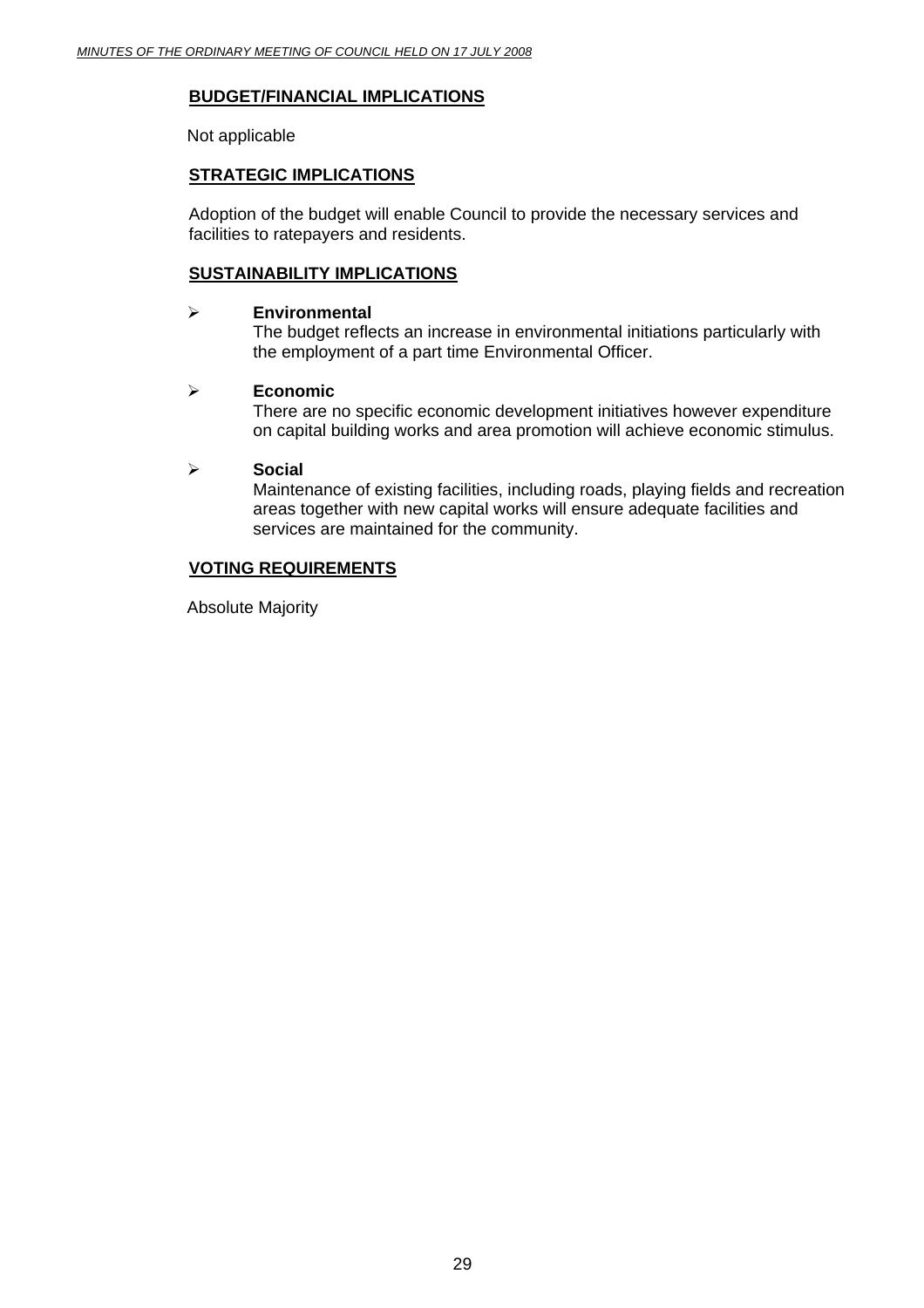## BUDGET/FINANCIAL IMPLICATIONS

Not applicable

## STRATEGIC IMPLICATIONS

Adoption of the budget will enable Council to provide the necessary services and facilities to ratepayers and residents.

## SUSTAINABILITY IMPLICATIONS

- **Environmental**
  The budget reflects an increase in environmental initiations particularly with the employment of a part time Environmental Officer.

- **Economic**
  There are no specific economic development initiatives however expenditure on capital building works and area promotion will achieve economic stimulus.

- **Social**
  Maintenance of existing facilities, including roads, playing fields and recreation areas together with new capital works will ensure adequate facilities and services are maintained for the community.

## VOTING REQUIREMENTS

Absolute Majority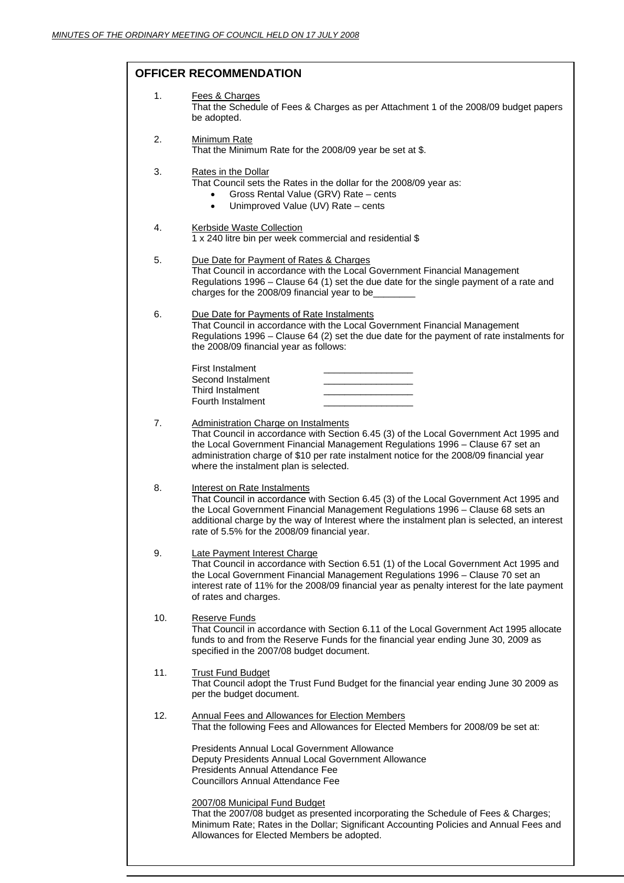## OFFICER RECOMMENDATION

1. Fees & Charges
   That the Schedule of Fees & Charges as per Attachment 1 of the 2008/09 budget papers be adopted.

2. Minimum Rate
   That the Minimum Rate for the 2008/09 year be set at $.

3. Rates in the Dollar
   That Council sets the Rates in the dollar for the 2008/09 year as:
   - Gross Rental Value (GRV) Rate – cents
   - Unimproved Value (UV) Rate – cents

4. Kerbside Waste Collection
   1 x 240 litre bin per week commercial and residential $

5. Due Date for Payment of Rates & Charges
   That Council in accordance with the Local Government Financial Management Regulations 1996 – Clause 64 (1) set the due date for the single payment of a rate and charges for the 2008/09 financial year to be________

6. Due Date for Payments of Rate Instalments
   That Council in accordance with the Local Government Financial Management Regulations 1996 – Clause 64 (2) set the due date for the payment of rate instalments for the 2008/09 financial year as follows:

   First Instalment _________________
   Second Instalment _________________
   Third Instalment _________________
   Fourth Instalment _________________

7. Administration Charge on Instalments
   That Council in accordance with Section 6.45 (3) of the Local Government Act 1995 and the Local Government Financial Management Regulations 1996 – Clause 67 set an administration charge of $10 per rate instalment notice for the 2008/09 financial year where the instalment plan is selected.

8. Interest on Rate Instalments
   That Council in accordance with Section 6.45 (3) of the Local Government Act 1995 and the Local Government Financial Management Regulations 1996 – Clause 68 sets an additional charge by the way of Interest where the instalment plan is selected, an interest rate of 5.5% for the 2008/09 financial year.

9. Late Payment Interest Charge
   That Council in accordance with Section 6.51 (1) of the Local Government Act 1995 and the Local Government Financial Management Regulations 1996 – Clause 70 set an interest rate of 11% for the 2008/09 financial year as penalty interest for the late payment of rates and charges.

10. Reserve Funds
    That Council in accordance with Section 6.11 of the Local Government Act 1995 allocate funds to and from the Reserve Funds for the financial year ending June 30, 2009 as specified in the 2007/08 budget document.

11. Trust Fund Budget
    That Council adopt the Trust Fund Budget for the financial year ending June 30 2009 as per the budget document.

12. Annual Fees and Allowances for Election Members
    That the following Fees and Allowances for Elected Members for 2008/09 be set at:

    Presidents Annual Local Government Allowance
    Deputy Presidents Annual Local Government Allowance
    Presidents Annual Attendance Fee
    Councillors Annual Attendance Fee

    2007/08 Municipal Fund Budget
    That the 2007/08 budget as presented incorporating the Schedule of Fees & Charges; Minimum Rate; Rates in the Dollar; Significant Accounting Policies and Annual Fees and Allowances for Elected Members be adopted.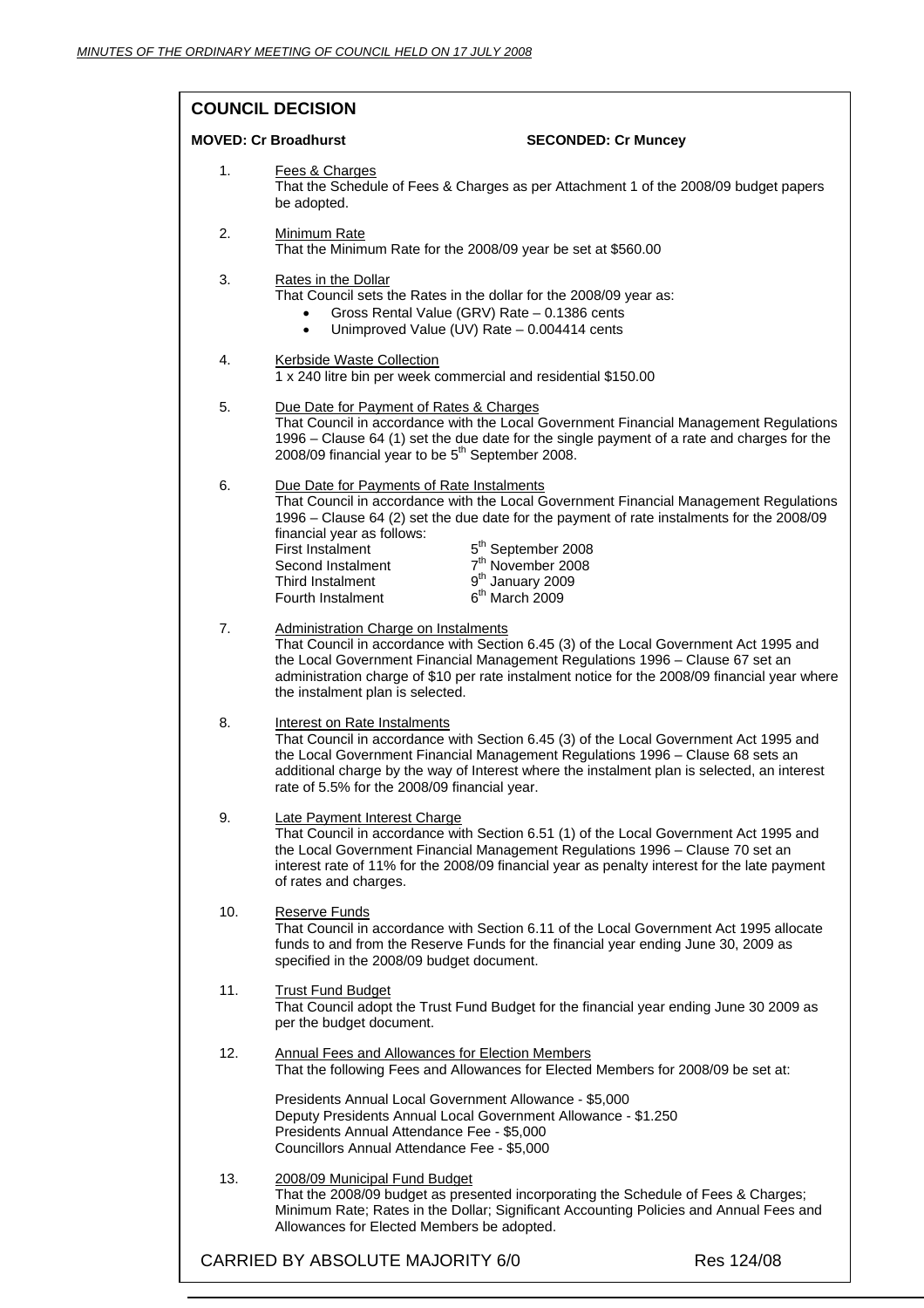## COUNCIL DECISION

**MOVED: Cr Broadhurst** **SECONDED: Cr Muncey**

1. Fees & Charges
   That the Schedule of Fees & Charges as per Attachment 1 of the 2008/09 budget papers be adopted.

2. Minimum Rate
   That the Minimum Rate for the 2008/09 year be set at $560.00

3. Rates in the Dollar
   That Council sets the Rates in the dollar for the 2008/09 year as:
   - Gross Rental Value (GRV) Rate – 0.1386 cents
   - Unimproved Value (UV) Rate – 0.004414 cents

4. Kerbside Waste Collection
   1 x 240 litre bin per week commercial and residential $150.00

5. Due Date for Payment of Rates & Charges
   That Council in accordance with the Local Government Financial Management Regulations 1996 – Clause 64 (1) set the due date for the single payment of a rate and charges for the 2008/09 financial year to be 5th September 2008.

6. Due Date for Payments of Rate Instalments
   That Council in accordance with the Local Government Financial Management Regulations 1996 – Clause 64 (2) set the due date for the payment of rate instalments for the 2008/09 financial year as follows:

   | | |
   |---|---|
   | First Instalment | 5th September 2008 |
   | Second Instalment | 7th November 2008 |
   | Third Instalment | 9th January 2009 |
   | Fourth Instalment | 6th March 2009 |

7. Administration Charge on Instalments
   That Council in accordance with Section 6.45 (3) of the Local Government Act 1995 and the Local Government Financial Management Regulations 1996 – Clause 67 set an administration charge of $10 per rate instalment notice for the 2008/09 financial year where the instalment plan is selected.

8. Interest on Rate Instalments
   That Council in accordance with Section 6.45 (3) of the Local Government Act 1995 and the Local Government Financial Management Regulations 1996 – Clause 68 sets an additional charge by the way of Interest where the instalment plan is selected, an interest rate of 5.5% for the 2008/09 financial year.

9. Late Payment Interest Charge
   That Council in accordance with Section 6.51 (1) of the Local Government Act 1995 and the Local Government Financial Management Regulations 1996 – Clause 70 set an interest rate of 11% for the 2008/09 financial year as penalty interest for the late payment of rates and charges.

10. Reserve Funds
    That Council in accordance with Section 6.11 of the Local Government Act 1995 allocate funds to and from the Reserve Funds for the financial year ending June 30, 2009 as specified in the 2008/09 budget document.

11. Trust Fund Budget
    That Council adopt the Trust Fund Budget for the financial year ending June 30 2009 as per the budget document.

12. Annual Fees and Allowances for Election Members
    That the following Fees and Allowances for Elected Members for 2008/09 be set at:

    Presidents Annual Local Government Allowance - $5,000
    Deputy Presidents Annual Local Government Allowance - $1.250
    Presidents Annual Attendance Fee - $5,000
    Councillors Annual Attendance Fee - $5,000

13. 2008/09 Municipal Fund Budget
    That the 2008/09 budget as presented incorporating the Schedule of Fees & Charges; Minimum Rate; Rates in the Dollar; Significant Accounting Policies and Annual Fees and Allowances for Elected Members be adopted.

CARRIED BY ABSOLUTE MAJORITY 6/0 Res 124/08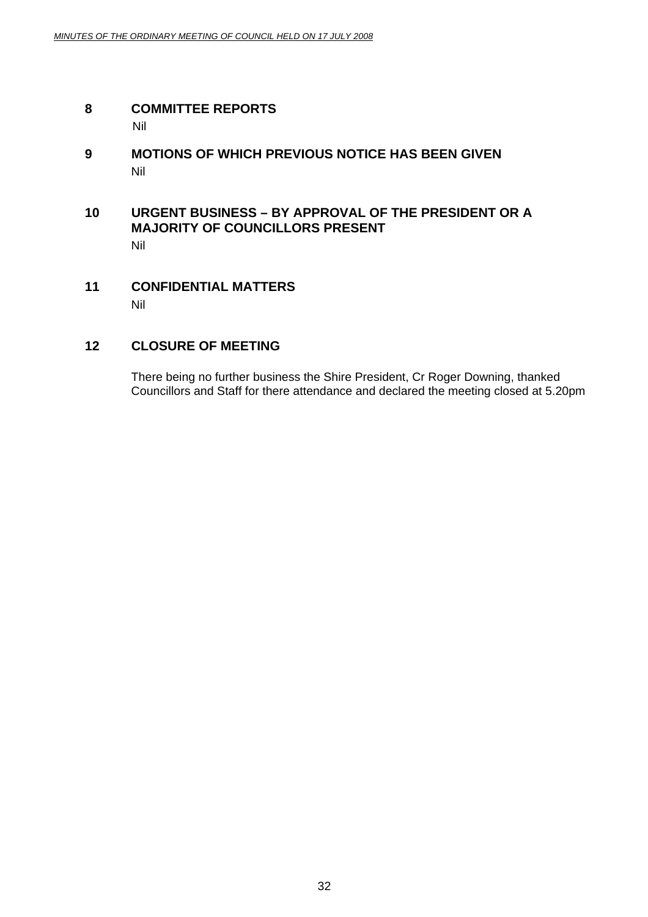## 8 COMMITTEE REPORTS

Nil

## 9 MOTIONS OF WHICH PREVIOUS NOTICE HAS BEEN GIVEN

Nil

## 10 URGENT BUSINESS – BY APPROVAL OF THE PRESIDENT OR A MAJORITY OF COUNCILLORS PRESENT

Nil

## 11 CONFIDENTIAL MATTERS

Nil

## 12 CLOSURE OF MEETING

There being no further business the Shire President, Cr Roger Downing, thanked Councillors and Staff for there attendance and declared the meeting closed at 5.20pm